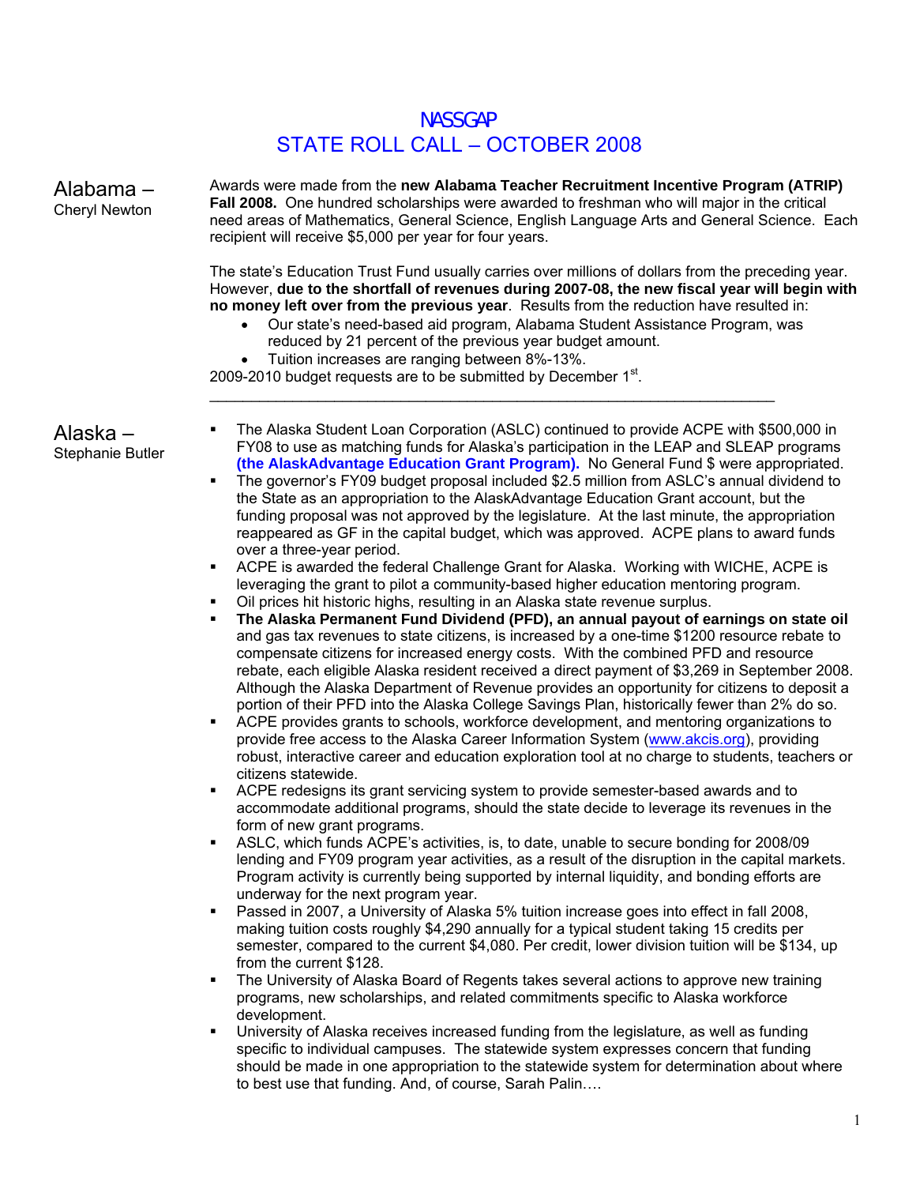# NASSGAP
# STATE ROLL CALL – OCTOBER 2008

## Alabama – Cheryl Newton

Awards were made from the **new Alabama Teacher Recruitment Incentive Program (ATRIP) Fall 2008.** One hundred scholarships were awarded to freshman who will major in the critical need areas of Mathematics, General Science, English Language Arts and General Science. Each recipient will receive $5,000 per year for four years.

The state's Education Trust Fund usually carries over millions of dollars from the preceding year. However, **due to the shortfall of revenues during 2007-08, the new fiscal year will begin with no money left over from the previous year**. Results from the reduction have resulted in:

- Our state's need-based aid program, Alabama Student Assistance Program, was reduced by 21 percent of the previous year budget amount.
- Tuition increases are ranging between 8%-13%.

2009-2010 budget requests are to be submitted by December 1st.

---

## Alaska – Stephanie Butler

- The Alaska Student Loan Corporation (ASLC) continued to provide ACPE with $500,000 in FY08 to use as matching funds for Alaska's participation in the LEAP and SLEAP programs **(the AlaskAdvantage Education Grant Program).** No General Fund $ were appropriated.
- The governor's FY09 budget proposal included $2.5 million from ASLC's annual dividend to the State as an appropriation to the AlaskAdvantage Education Grant account, but the funding proposal was not approved by the legislature. At the last minute, the appropriation reappeared as GF in the capital budget, which was approved. ACPE plans to award funds over a three-year period.
- ACPE is awarded the federal Challenge Grant for Alaska. Working with WICHE, ACPE is leveraging the grant to pilot a community-based higher education mentoring program.
- Oil prices hit historic highs, resulting in an Alaska state revenue surplus.
- **The Alaska Permanent Fund Dividend (PFD), an annual payout of earnings on state oil** and gas tax revenues to state citizens, is increased by a one-time $1200 resource rebate to compensate citizens for increased energy costs. With the combined PFD and resource rebate, each eligible Alaska resident received a direct payment of $3,269 in September 2008. Although the Alaska Department of Revenue provides an opportunity for citizens to deposit a portion of their PFD into the Alaska College Savings Plan, historically fewer than 2% do so.
- ACPE provides grants to schools, workforce development, and mentoring organizations to provide free access to the Alaska Career Information System (www.akcis.org), providing robust, interactive career and education exploration tool at no charge to students, teachers or citizens statewide.
- ACPE redesigns its grant servicing system to provide semester-based awards and to accommodate additional programs, should the state decide to leverage its revenues in the form of new grant programs.
- ASLC, which funds ACPE's activities, is, to date, unable to secure bonding for 2008/09 lending and FY09 program year activities, as a result of the disruption in the capital markets. Program activity is currently being supported by internal liquidity, and bonding efforts are underway for the next program year.
- Passed in 2007, a University of Alaska 5% tuition increase goes into effect in fall 2008, making tuition costs roughly $4,290 annually for a typical student taking 15 credits per semester, compared to the current $4,080. Per credit, lower division tuition will be $134, up from the current $128.
- The University of Alaska Board of Regents takes several actions to approve new training programs, new scholarships, and related commitments specific to Alaska workforce development.
- University of Alaska receives increased funding from the legislature, as well as funding specific to individual campuses. The statewide system expresses concern that funding should be made in one appropriation to the statewide system for determination about where to best use that funding. And, of course, Sarah Palin….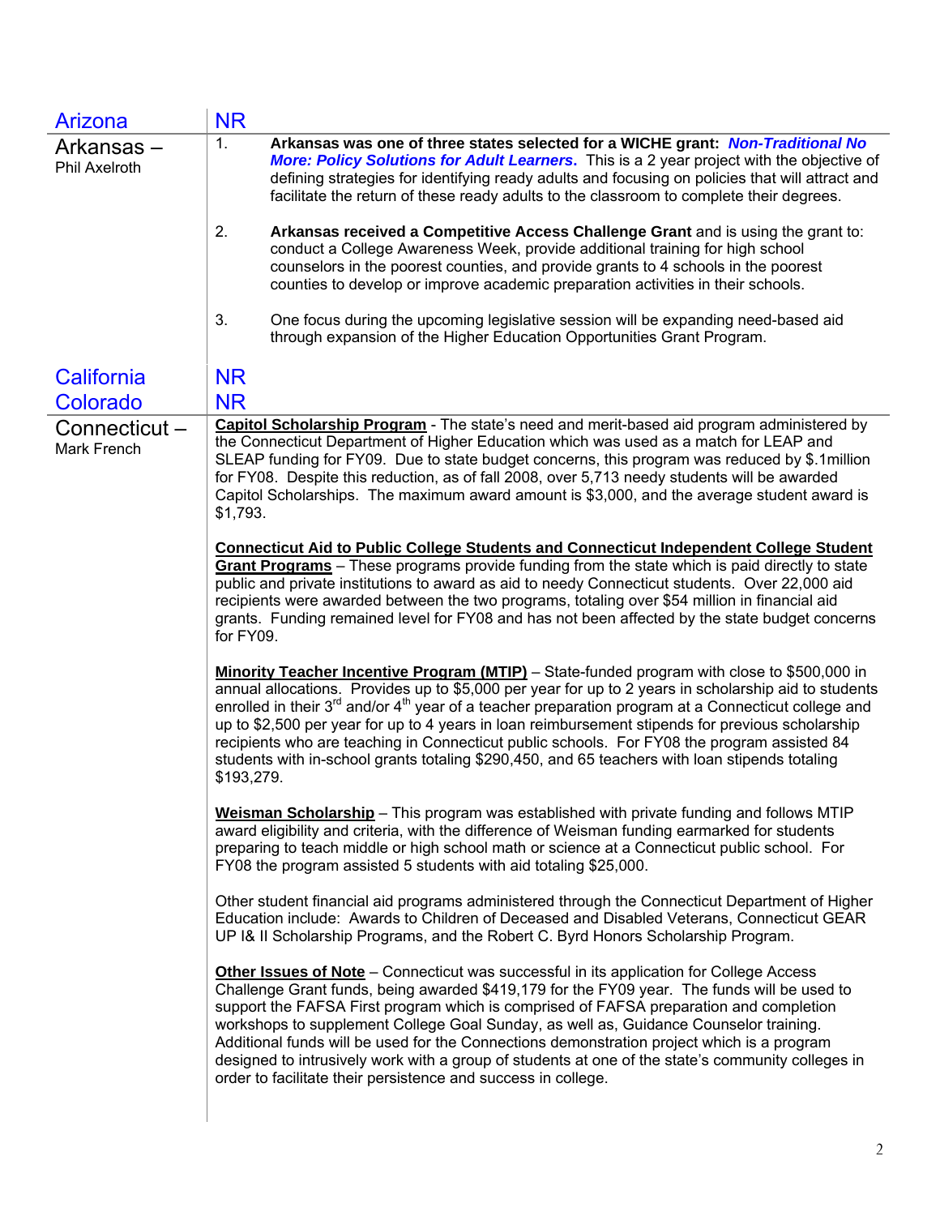| State | Report |
|---|---|
| Arizona | NR |
| Arkansas – Phil Axelroth | 1. **Arkansas was one of three states selected for a WICHE grant:** ***Non-Traditional No More: Policy Solutions for Adult Learners*****.** This is a 2 year project with the objective of defining strategies for identifying ready adults and focusing on policies that will attract and facilitate the return of these ready adults to the classroom to complete their degrees.<br><br>2. **Arkansas received a Competitive Access Challenge Grant** and is using the grant to: conduct a College Awareness Week, provide additional training for high school counselors in the poorest counties, and provide grants to 4 schools in the poorest counties to develop or improve academic preparation activities in their schools.<br><br>3. One focus during the upcoming legislative session will be expanding need-based aid through expansion of the Higher Education Opportunities Grant Program. |
| California | NR |
| Colorado | NR |
| Connecticut – Mark French | **Capitol Scholarship Program** - The state's need and merit-based aid program administered by the Connecticut Department of Higher Education which was used as a match for LEAP and SLEAP funding for FY09. Due to state budget concerns, this program was reduced by $.1million for FY08. Despite this reduction, as of fall 2008, over 5,713 needy students will be awarded Capitol Scholarships. The maximum award amount is $3,000, and the average student award is $1,793.<br><br>**Connecticut Aid to Public College Students and Connecticut Independent College Student Grant Programs** – These programs provide funding from the state which is paid directly to state public and private institutions to award as aid to needy Connecticut students. Over 22,000 aid recipients were awarded between the two programs, totaling over $54 million in financial aid grants. Funding remained level for FY08 and has not been affected by the state budget concerns for FY09.<br><br>**Minority Teacher Incentive Program (MTIP)** – State-funded program with close to $500,000 in annual allocations. Provides up to $5,000 per year for up to 2 years in scholarship aid to students enrolled in their 3rd and/or 4th year of a teacher preparation program at a Connecticut college and up to $2,500 per year for up to 4 years in loan reimbursement stipends for previous scholarship recipients who are teaching in Connecticut public schools. For FY08 the program assisted 84 students with in-school grants totaling $290,450, and 65 teachers with loan stipends totaling $193,279.<br><br>**Weisman Scholarship** – This program was established with private funding and follows MTIP award eligibility and criteria, with the difference of Weisman funding earmarked for students preparing to teach middle or high school math or science at a Connecticut public school. For FY08 the program assisted 5 students with aid totaling $25,000.<br><br>Other student financial aid programs administered through the Connecticut Department of Higher Education include: Awards to Children of Deceased and Disabled Veterans, Connecticut GEAR UP I& II Scholarship Programs, and the Robert C. Byrd Honors Scholarship Program.<br><br>**Other Issues of Note** – Connecticut was successful in its application for College Access Challenge Grant funds, being awarded $419,179 for the FY09 year. The funds will be used to support the FAFSA First program which is comprised of FAFSA preparation and completion workshops to supplement College Goal Sunday, as well as, Guidance Counselor training. Additional funds will be used for the Connections demonstration project which is a program designed to intrusively work with a group of students at one of the state's community colleges in order to facilitate their persistence and success in college. |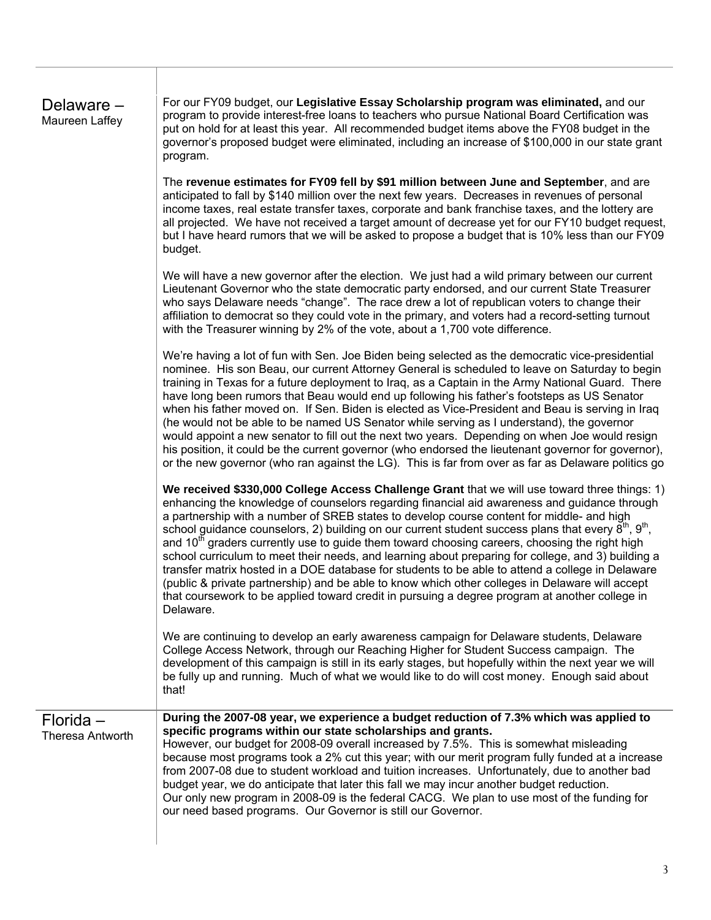## Delaware – Maureen Laffey

For our FY09 budget, our **Legislative Essay Scholarship program was eliminated,** and our program to provide interest-free loans to teachers who pursue National Board Certification was put on hold for at least this year. All recommended budget items above the FY08 budget in the governor's proposed budget were eliminated, including an increase of $100,000 in our state grant program.

The **revenue estimates for FY09 fell by $91 million between June and September**, and are anticipated to fall by $140 million over the next few years. Decreases in revenues of personal income taxes, real estate transfer taxes, corporate and bank franchise taxes, and the lottery are all projected. We have not received a target amount of decrease yet for our FY10 budget request, but I have heard rumors that we will be asked to propose a budget that is 10% less than our FY09 budget.

We will have a new governor after the election. We just had a wild primary between our current Lieutenant Governor who the state democratic party endorsed, and our current State Treasurer who says Delaware needs "change". The race drew a lot of republican voters to change their affiliation to democrat so they could vote in the primary, and voters had a record-setting turnout with the Treasurer winning by 2% of the vote, about a 1,700 vote difference.

We're having a lot of fun with Sen. Joe Biden being selected as the democratic vice-presidential nominee. His son Beau, our current Attorney General is scheduled to leave on Saturday to begin training in Texas for a future deployment to Iraq, as a Captain in the Army National Guard. There have long been rumors that Beau would end up following his father's footsteps as US Senator when his father moved on. If Sen. Biden is elected as Vice-President and Beau is serving in Iraq (he would not be able to be named US Senator while serving as I understand), the governor would appoint a new senator to fill out the next two years. Depending on when Joe would resign his position, it could be the current governor (who endorsed the lieutenant governor for governor), or the new governor (who ran against the LG). This is far from over as far as Delaware politics go

**We received $330,000 College Access Challenge Grant** that we will use toward three things: 1) enhancing the knowledge of counselors regarding financial aid awareness and guidance through a partnership with a number of SREB states to develop course content for middle- and high school guidance counselors, 2) building on our current student success plans that every 8th, 9th, and 10th graders currently use to guide them toward choosing careers, choosing the right high school curriculum to meet their needs, and learning about preparing for college, and 3) building a transfer matrix hosted in a DOE database for students to be able to attend a college in Delaware (public & private partnership) and be able to know which other colleges in Delaware will accept that coursework to be applied toward credit in pursuing a degree program at another college in Delaware.

We are continuing to develop an early awareness campaign for Delaware students, Delaware College Access Network, through our Reaching Higher for Student Success campaign. The development of this campaign is still in its early stages, but hopefully within the next year we will be fully up and running. Much of what we would like to do will cost money. Enough said about that!

## Florida – Theresa Antworth

**During the 2007-08 year, we experience a budget reduction of 7.3% which was applied to specific programs within our state scholarships and grants.**
However, our budget for 2008-09 overall increased by 7.5%. This is somewhat misleading because most programs took a 2% cut this year; with our merit program fully funded at a increase from 2007-08 due to student workload and tuition increases. Unfortunately, due to another bad budget year, we do anticipate that later this fall we may incur another budget reduction.
Our only new program in 2008-09 is the federal CACG. We plan to use most of the funding for our need based programs. Our Governor is still our Governor.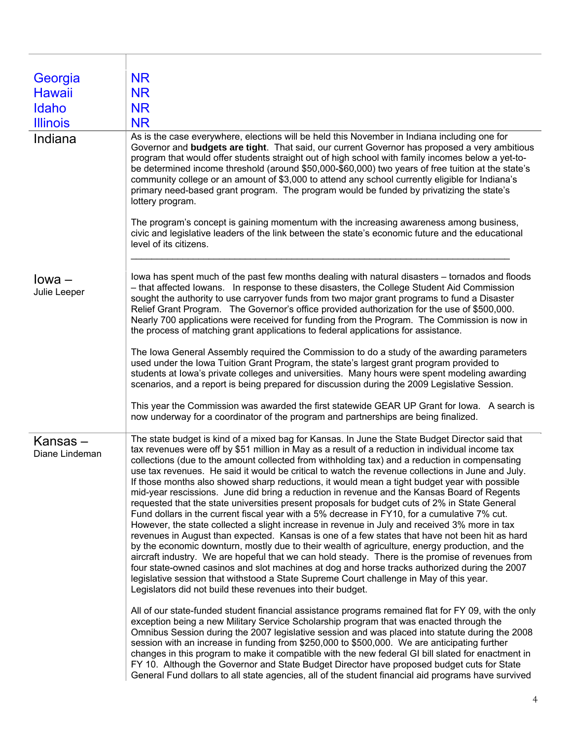| | |
|---|---|
| Georgia | NR |
| Hawaii | NR |
| Idaho | NR |
| Illinois | NR |
| Indiana | As is the case everywhere, elections will be held this November in Indiana including one for Governor and **budgets are tight**. That said, our current Governor has proposed a very ambitious program that would offer students straight out of high school with family incomes below a yet-to-be determined income threshold (around $50,000-$60,000) two years of free tuition at the state's community college or an amount of $3,000 to attend any school currently eligible for Indiana's primary need-based grant program. The program would be funded by privatizing the state's lottery program.<br><br>The program's concept is gaining momentum with the increasing awareness among business, civic and legislative leaders of the link between the state's economic future and the educational level of its citizens.<br><br>\_\_\_\_\_\_\_\_\_\_\_\_\_\_\_\_\_\_\_\_\_\_\_\_\_\_\_\_\_\_\_\_\_\_\_\_\_\_\_\_\_\_\_\_\_\_\_\_\_\_\_\_\_\_\_\_\_\_\_\_\_\_\_\_\_\_\_\_\_\_\_\_ |
| Iowa – Julie Leeper | Iowa has spent much of the past few months dealing with natural disasters – tornados and floods – that affected Iowans. In response to these disasters, the College Student Aid Commission sought the authority to use carryover funds from two major grant programs to fund a Disaster Relief Grant Program. The Governor's office provided authorization for the use of $500,000. Nearly 700 applications were received for funding from the Program. The Commission is now in the process of matching grant applications to federal applications for assistance.<br><br>The Iowa General Assembly required the Commission to do a study of the awarding parameters used under the Iowa Tuition Grant Program, the state's largest grant program provided to students at Iowa's private colleges and universities. Many hours were spent modeling awarding scenarios, and a report is being prepared for discussion during the 2009 Legislative Session.<br><br>This year the Commission was awarded the first statewide GEAR UP Grant for Iowa. A search is now underway for a coordinator of the program and partnerships are being finalized. |
| Kansas – Diane Lindeman | The state budget is kind of a mixed bag for Kansas. In June the State Budget Director said that tax revenues were off by $51 million in May as a result of a reduction in individual income tax collections (due to the amount collected from withholding tax) and a reduction in compensating use tax revenues. He said it would be critical to watch the revenue collections in June and July. If those months also showed sharp reductions, it would mean a tight budget year with possible mid-year rescissions. June did bring a reduction in revenue and the Kansas Board of Regents requested that the state universities present proposals for budget cuts of 2% in State General Fund dollars in the current fiscal year with a 5% decrease in FY10, for a cumulative 7% cut. However, the state collected a slight increase in revenue in July and received 3% more in tax revenues in August than expected. Kansas is one of a few states that have not been hit as hard by the economic downturn, mostly due to their wealth of agriculture, energy production, and the aircraft industry. We are hopeful that we can hold steady. There is the promise of revenues from four state-owned casinos and slot machines at dog and horse tracks authorized during the 2007 legislative session that withstood a State Supreme Court challenge in May of this year. Legislators did not build these revenues into their budget.<br><br>All of our state-funded student financial assistance programs remained flat for FY 09, with the only exception being a new Military Service Scholarship program that was enacted through the Omnibus Session during the 2007 legislative session and was placed into statute during the 2008 session with an increase in funding from $250,000 to $500,000. We are anticipating further changes in this program to make it compatible with the new federal GI bill slated for enactment in FY 10. Although the Governor and State Budget Director have proposed budget cuts for State General Fund dollars to all state agencies, all of the student financial aid programs have survived |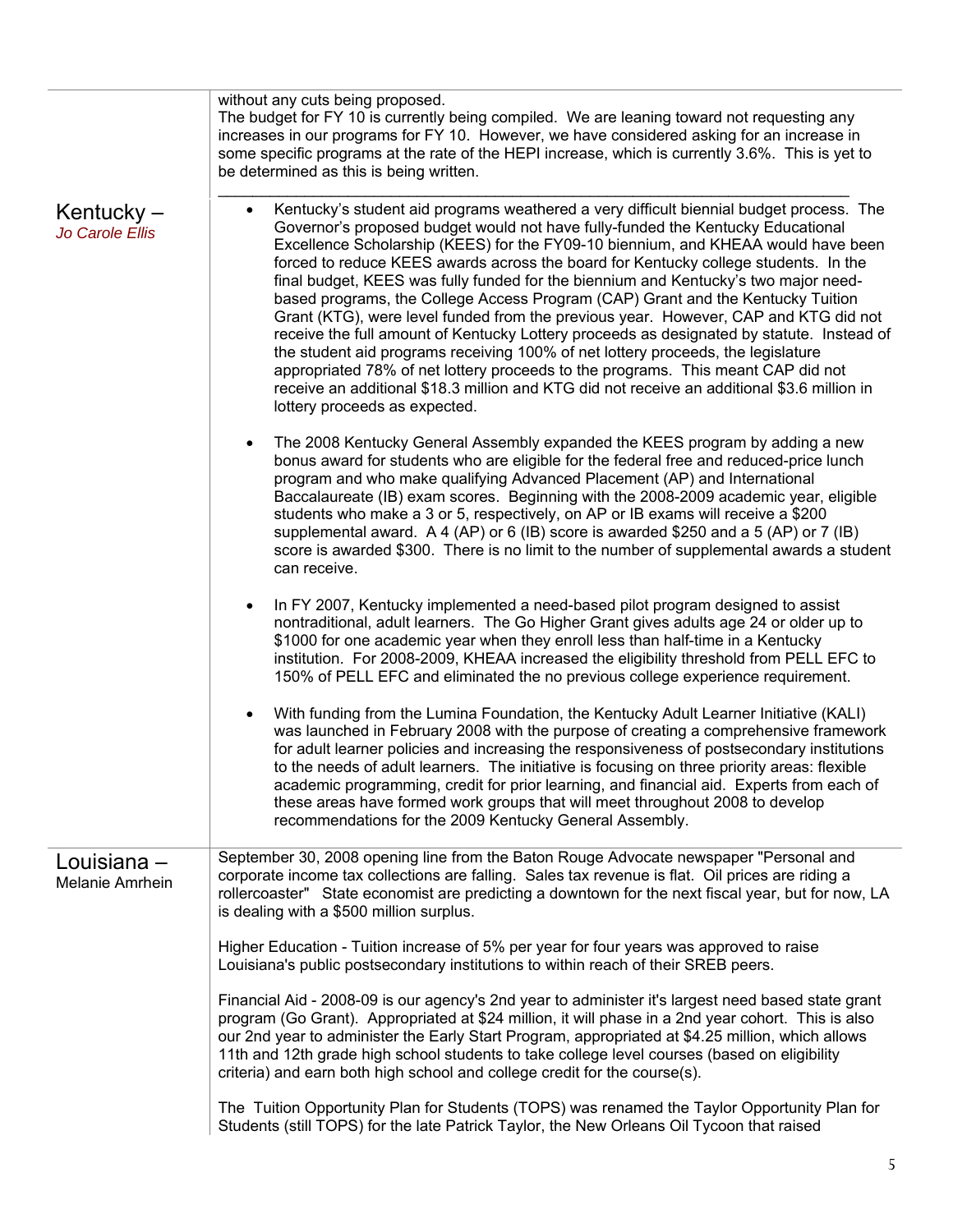| | |
|---|---|
| | without any cuts being proposed.<br>The budget for FY 10 is currently being compiled. We are leaning toward not requesting any increases in our programs for FY 10. However, we have considered asking for an increase in some specific programs at the rate of the HEPI increase, which is currently 3.6%. This is yet to be determined as this is being written. |
| Kentucky – *Jo Carole Ellis* | • Kentucky's student aid programs weathered a very difficult biennial budget process. The Governor's proposed budget would not have fully-funded the Kentucky Educational Excellence Scholarship (KEES) for the FY09-10 biennium, and KHEAA would have been forced to reduce KEES awards across the board for Kentucky college students. In the final budget, KEES was fully funded for the biennium and Kentucky's two major need-based programs, the College Access Program (CAP) Grant and the Kentucky Tuition Grant (KTG), were level funded from the previous year. However, CAP and KTG did not receive the full amount of Kentucky Lottery proceeds as designated by statute. Instead of the student aid programs receiving 100% of net lottery proceeds, the legislature appropriated 78% of net lottery proceeds to the programs. This meant CAP did not receive an additional \$18.3 million and KTG did not receive an additional \$3.6 million in lottery proceeds as expected.<br><br>• The 2008 Kentucky General Assembly expanded the KEES program by adding a new bonus award for students who are eligible for the federal free and reduced-price lunch program and who make qualifying Advanced Placement (AP) and International Baccalaureate (IB) exam scores. Beginning with the 2008-2009 academic year, eligible students who make a 3 or 5, respectively, on AP or IB exams will receive a \$200 supplemental award. A 4 (AP) or 6 (IB) score is awarded \$250 and a 5 (AP) or 7 (IB) score is awarded \$300. There is no limit to the number of supplemental awards a student can receive.<br><br>• In FY 2007, Kentucky implemented a need-based pilot program designed to assist nontraditional, adult learners. The Go Higher Grant gives adults age 24 or older up to \$1000 for one academic year when they enroll less than half-time in a Kentucky institution. For 2008-2009, KHEAA increased the eligibility threshold from PELL EFC to 150% of PELL EFC and eliminated the no previous college experience requirement.<br><br>• With funding from the Lumina Foundation, the Kentucky Adult Learner Initiative (KALI) was launched in February 2008 with the purpose of creating a comprehensive framework for adult learner policies and increasing the responsiveness of postsecondary institutions to the needs of adult learners. The initiative is focusing on three priority areas: flexible academic programming, credit for prior learning, and financial aid. Experts from each of these areas have formed work groups that will meet throughout 2008 to develop recommendations for the 2009 Kentucky General Assembly. |
| Louisiana – Melanie Amrhein | September 30, 2008 opening line from the Baton Rouge Advocate newspaper "Personal and corporate income tax collections are falling. Sales tax revenue is flat. Oil prices are riding a rollercoaster" State economist are predicting a downtown for the next fiscal year, but for now, LA is dealing with a \$500 million surplus.<br><br>Higher Education - Tuition increase of 5% per year for four years was approved to raise Louisiana's public postsecondary institutions to within reach of their SREB peers.<br><br>Financial Aid - 2008-09 is our agency's 2nd year to administer it's largest need based state grant program (Go Grant). Appropriated at \$24 million, it will phase in a 2nd year cohort. This is also our 2nd year to administer the Early Start Program, appropriated at \$4.25 million, which allows 11th and 12th grade high school students to take college level courses (based on eligibility criteria) and earn both high school and college credit for the course(s).<br><br>The Tuition Opportunity Plan for Students (TOPS) was renamed the Taylor Opportunity Plan for Students (still TOPS) for the late Patrick Taylor, the New Orleans Oil Tycoon that raised |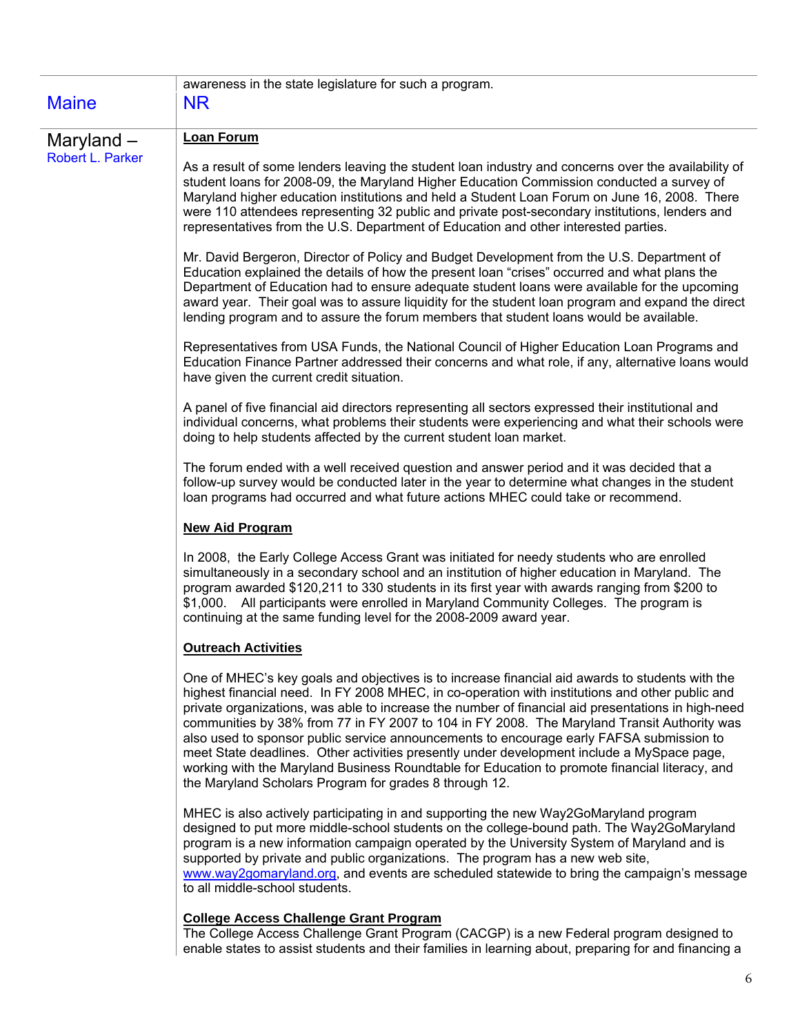awareness in the state legislature for such a program.

## Maine

NR

## Maryland – Robert L. Parker

**Loan Forum**

As a result of some lenders leaving the student loan industry and concerns over the availability of student loans for 2008-09, the Maryland Higher Education Commission conducted a survey of Maryland higher education institutions and held a Student Loan Forum on June 16, 2008. There were 110 attendees representing 32 public and private post-secondary institutions, lenders and representatives from the U.S. Department of Education and other interested parties.

Mr. David Bergeron, Director of Policy and Budget Development from the U.S. Department of Education explained the details of how the present loan "crises" occurred and what plans the Department of Education had to ensure adequate student loans were available for the upcoming award year. Their goal was to assure liquidity for the student loan program and expand the direct lending program and to assure the forum members that student loans would be available.

Representatives from USA Funds, the National Council of Higher Education Loan Programs and Education Finance Partner addressed their concerns and what role, if any, alternative loans would have given the current credit situation.

A panel of five financial aid directors representing all sectors expressed their institutional and individual concerns, what problems their students were experiencing and what their schools were doing to help students affected by the current student loan market.

The forum ended with a well received question and answer period and it was decided that a follow-up survey would be conducted later in the year to determine what changes in the student loan programs had occurred and what future actions MHEC could take or recommend.

**New Aid Program**

In 2008, the Early College Access Grant was initiated for needy students who are enrolled simultaneously in a secondary school and an institution of higher education in Maryland. The program awarded $120,211 to 330 students in its first year with awards ranging from $200 to $1,000. All participants were enrolled in Maryland Community Colleges. The program is continuing at the same funding level for the 2008-2009 award year.

**Outreach Activities**

One of MHEC's key goals and objectives is to increase financial aid awards to students with the highest financial need. In FY 2008 MHEC, in co-operation with institutions and other public and private organizations, was able to increase the number of financial aid presentations in high-need communities by 38% from 77 in FY 2007 to 104 in FY 2008. The Maryland Transit Authority was also used to sponsor public service announcements to encourage early FAFSA submission to meet State deadlines. Other activities presently under development include a MySpace page, working with the Maryland Business Roundtable for Education to promote financial literacy, and the Maryland Scholars Program for grades 8 through 12.

MHEC is also actively participating in and supporting the new Way2GoMaryland program designed to put more middle-school students on the college-bound path. The Way2GoMaryland program is a new information campaign operated by the University System of Maryland and is supported by private and public organizations. The program has a new web site, www.way2gomaryland.org, and events are scheduled statewide to bring the campaign's message to all middle-school students.

**College Access Challenge Grant Program**

The College Access Challenge Grant Program (CACGP) is a new Federal program designed to enable states to assist students and their families in learning about, preparing for and financing a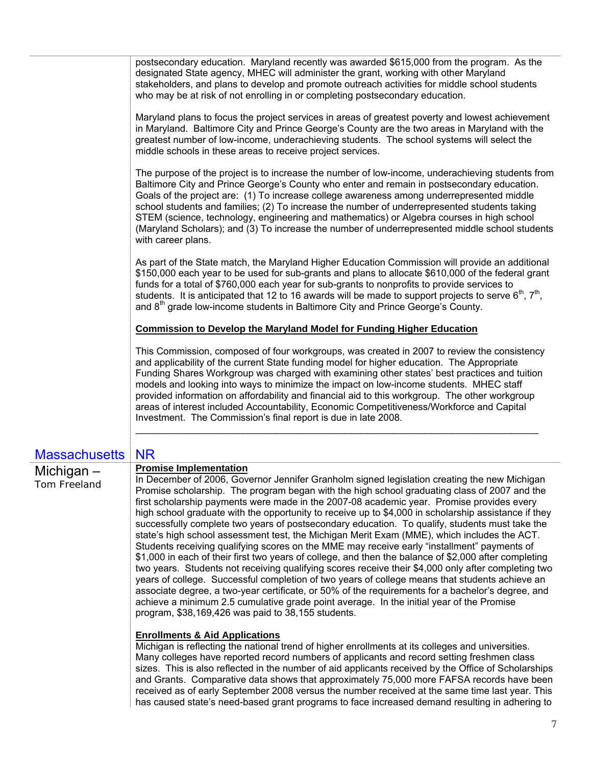postsecondary education. Maryland recently was awarded $615,000 from the program. As the designated State agency, MHEC will administer the grant, working with other Maryland stakeholders, and plans to develop and promote outreach activities for middle school students who may be at risk of not enrolling in or completing postsecondary education.

Maryland plans to focus the project services in areas of greatest poverty and lowest achievement in Maryland. Baltimore City and Prince George's County are the two areas in Maryland with the greatest number of low-income, underachieving students. The school systems will select the middle schools in these areas to receive project services.

The purpose of the project is to increase the number of low-income, underachieving students from Baltimore City and Prince George's County who enter and remain in postsecondary education. Goals of the project are: (1) To increase college awareness among underrepresented middle school students and families; (2) To increase the number of underrepresented students taking STEM (science, technology, engineering and mathematics) or Algebra courses in high school (Maryland Scholars); and (3) To increase the number of underrepresented middle school students with career plans.

As part of the State match, the Maryland Higher Education Commission will provide an additional $150,000 each year to be used for sub-grants and plans to allocate $610,000 of the federal grant funds for a total of $760,000 each year for sub-grants to nonprofits to provide services to students. It is anticipated that 12 to 16 awards will be made to support projects to serve 6th, 7th, and 8th grade low-income students in Baltimore City and Prince George's County.

**Commission to Develop the Maryland Model for Funding Higher Education**

This Commission, composed of four workgroups, was created in 2007 to review the consistency and applicability of the current State funding model for higher education. The Appropriate Funding Shares Workgroup was charged with examining other states' best practices and tuition models and looking into ways to minimize the impact on low-income students. MHEC staff provided information on affordability and financial aid to this workgroup. The other workgroup areas of interest included Accountability, Economic Competitiveness/Workforce and Capital Investment. The Commission's final report is due in late 2008.

---

## Massachusetts

NR

## Michigan – Tom Freeland

**Promise Implementation**

In December of 2006, Governor Jennifer Granholm signed legislation creating the new Michigan Promise scholarship. The program began with the high school graduating class of 2007 and the first scholarship payments were made in the 2007-08 academic year. Promise provides every high school graduate with the opportunity to receive up to $4,000 in scholarship assistance if they successfully complete two years of postsecondary education. To qualify, students must take the state's high school assessment test, the Michigan Merit Exam (MME), which includes the ACT. Students receiving qualifying scores on the MME may receive early "installment" payments of $1,000 in each of their first two years of college, and then the balance of $2,000 after completing two years. Students not receiving qualifying scores receive their $4,000 only after completing two years of college. Successful completion of two years of college means that students achieve an associate degree, a two-year certificate, or 50% of the requirements for a bachelor's degree, and achieve a minimum 2.5 cumulative grade point average. In the initial year of the Promise program, $38,169,426 was paid to 38,155 students.

**Enrollments & Aid Applications**

Michigan is reflecting the national trend of higher enrollments at its colleges and universities. Many colleges have reported record numbers of applicants and record setting freshmen class sizes. This is also reflected in the number of aid applicants received by the Office of Scholarships and Grants. Comparative data shows that approximately 75,000 more FAFSA records have been received as of early September 2008 versus the number received at the same time last year. This has caused state's need-based grant programs to face increased demand resulting in adhering to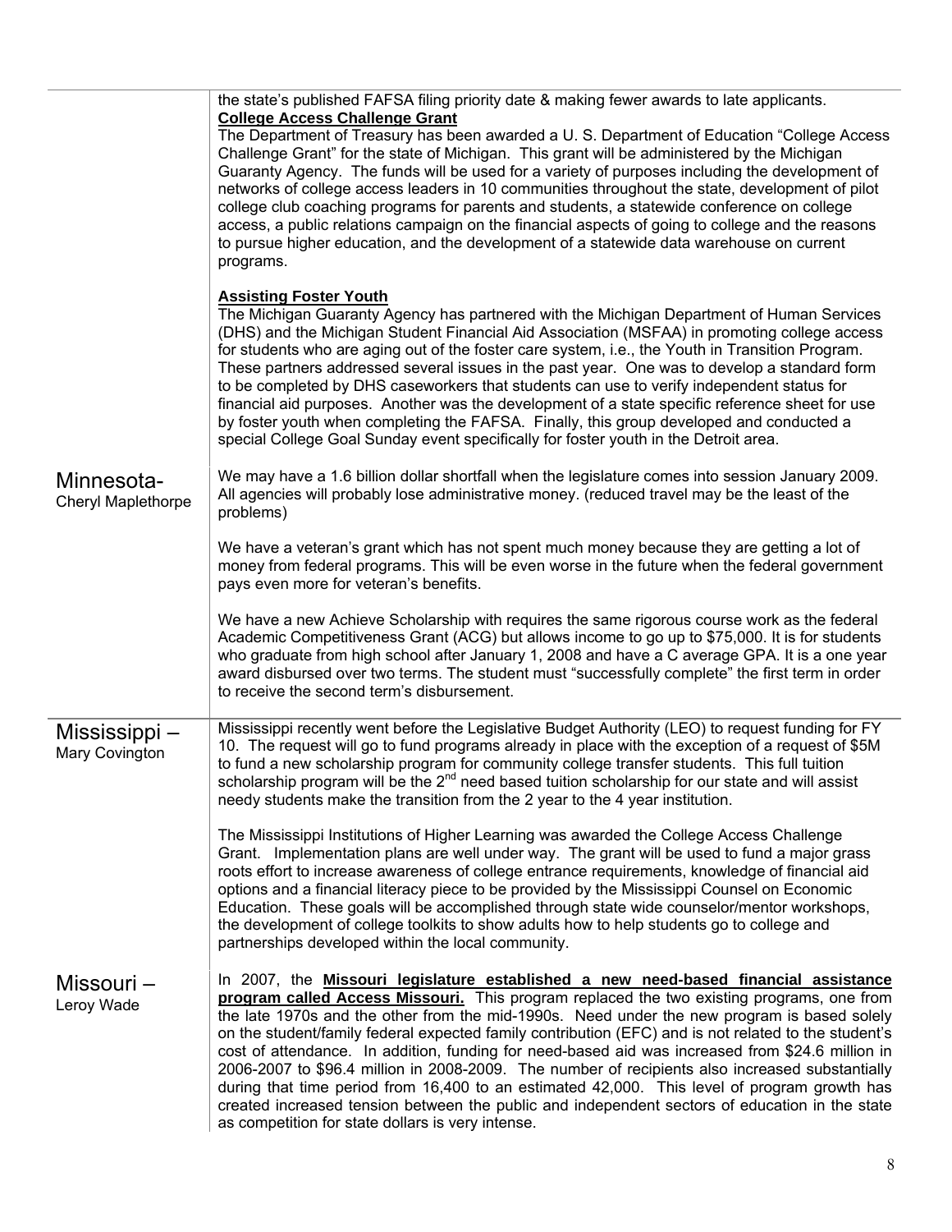| | |
|---|---|
| | the state's published FAFSA filing priority date & making fewer awards to late applicants.<br>**College Access Challenge Grant**<br>The Department of Treasury has been awarded a U. S. Department of Education "College Access Challenge Grant" for the state of Michigan. This grant will be administered by the Michigan Guaranty Agency. The funds will be used for a variety of purposes including the development of networks of college access leaders in 10 communities throughout the state, development of pilot college club coaching programs for parents and students, a statewide conference on college access, a public relations campaign on the financial aspects of going to college and the reasons to pursue higher education, and the development of a statewide data warehouse on current programs.<br><br>**Assisting Foster Youth**<br>The Michigan Guaranty Agency has partnered with the Michigan Department of Human Services (DHS) and the Michigan Student Financial Aid Association (MSFAA) in promoting college access for students who are aging out of the foster care system, i.e., the Youth in Transition Program. These partners addressed several issues in the past year. One was to develop a standard form to be completed by DHS caseworkers that students can use to verify independent status for financial aid purposes. Another was the development of a state specific reference sheet for use by foster youth when completing the FAFSA. Finally, this group developed and conducted a special College Goal Sunday event specifically for foster youth in the Detroit area. |
| Minnesota-<br>Cheryl Maplethorpe | We may have a 1.6 billion dollar shortfall when the legislature comes into session January 2009. All agencies will probably lose administrative money. (reduced travel may be the least of the problems)<br><br>We have a veteran's grant which has not spent much money because they are getting a lot of money from federal programs. This will be even worse in the future when the federal government pays even more for veteran's benefits.<br><br>We have a new Achieve Scholarship with requires the same rigorous course work as the federal Academic Competitiveness Grant (ACG) but allows income to go up to $75,000. It is for students who graduate from high school after January 1, 2008 and have a C average GPA. It is a one year award disbursed over two terms. The student must "successfully complete" the first term in order to receive the second term's disbursement. |
| Mississippi –<br>Mary Covington | Mississippi recently went before the Legislative Budget Authority (LEO) to request funding for FY 10. The request will go to fund programs already in place with the exception of a request of $5M to fund a new scholarship program for community college transfer students. This full tuition scholarship program will be the 2nd need based tuition scholarship for our state and will assist needy students make the transition from the 2 year to the 4 year institution.<br><br>The Mississippi Institutions of Higher Learning was awarded the College Access Challenge Grant. Implementation plans are well under way. The grant will be used to fund a major grass roots effort to increase awareness of college entrance requirements, knowledge of financial aid options and a financial literacy piece to be provided by the Mississippi Counsel on Economic Education. These goals will be accomplished through state wide counselor/mentor workshops, the development of college toolkits to show adults how to help students go to college and partnerships developed within the local community. |
| Missouri –<br>Leroy Wade | In 2007, the **Missouri legislature established a new need-based financial assistance program called Access Missouri.** This program replaced the two existing programs, one from the late 1970s and the other from the mid-1990s. Need under the new program is based solely on the student/family federal expected family contribution (EFC) and is not related to the student's cost of attendance. In addition, funding for need-based aid was increased from $24.6 million in 2006-2007 to $96.4 million in 2008-2009. The number of recipients also increased substantially during that time period from 16,400 to an estimated 42,000. This level of program growth has created increased tension between the public and independent sectors of education in the state as competition for state dollars is very intense. |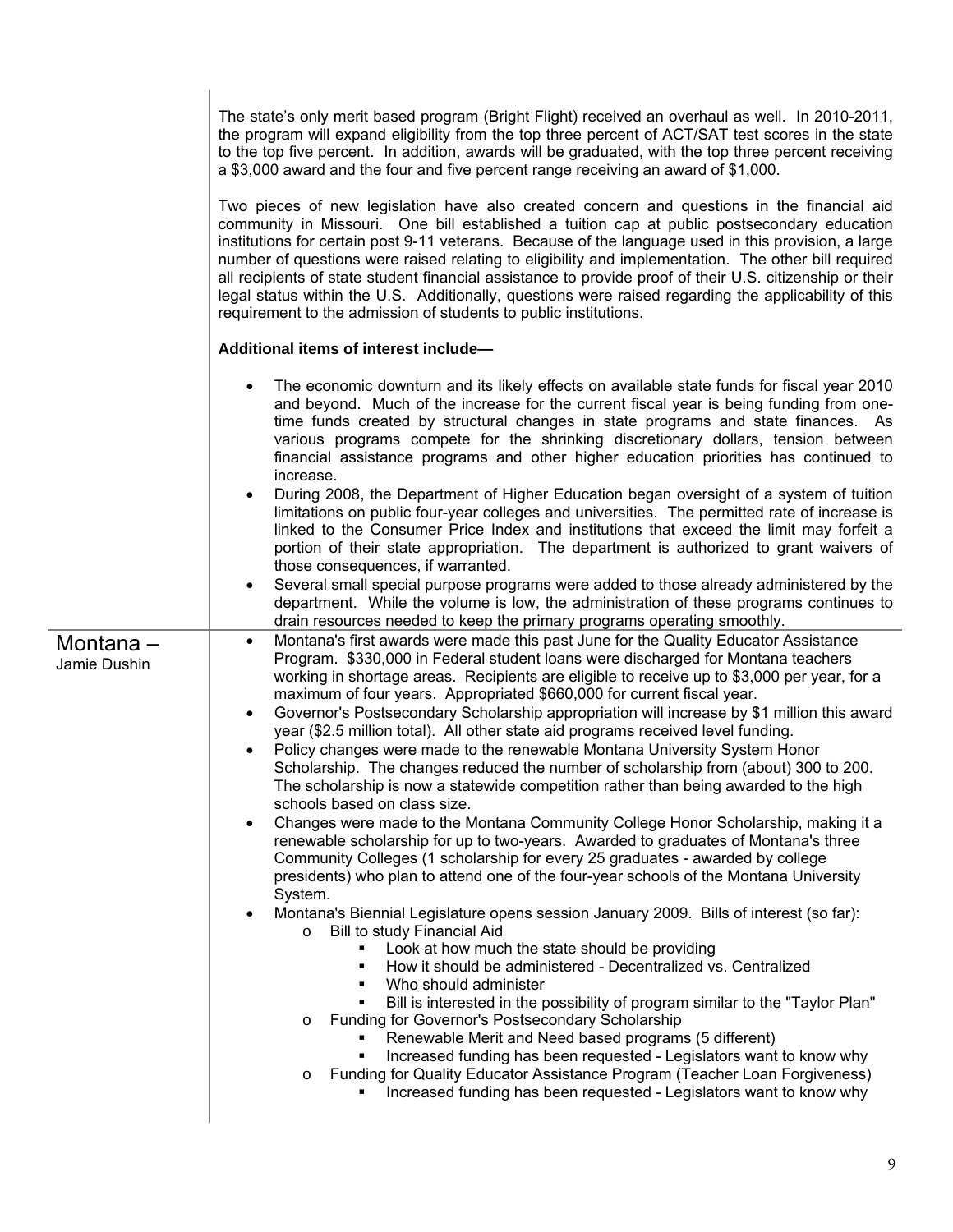The state's only merit based program (Bright Flight) received an overhaul as well. In 2010-2011, the program will expand eligibility from the top three percent of ACT/SAT test scores in the state to the top five percent. In addition, awards will be graduated, with the top three percent receiving a $3,000 award and the four and five percent range receiving an award of $1,000.

Two pieces of new legislation have also created concern and questions in the financial aid community in Missouri. One bill established a tuition cap at public postsecondary education institutions for certain post 9-11 veterans. Because of the language used in this provision, a large number of questions were raised relating to eligibility and implementation. The other bill required all recipients of state student financial assistance to provide proof of their U.S. citizenship or their legal status within the U.S. Additionally, questions were raised regarding the applicability of this requirement to the admission of students to public institutions.

**Additional items of interest include—**

- The economic downturn and its likely effects on available state funds for fiscal year 2010 and beyond. Much of the increase for the current fiscal year is being funding from one-time funds created by structural changes in state programs and state finances. As various programs compete for the shrinking discretionary dollars, tension between financial assistance programs and other higher education priorities has continued to increase.
- During 2008, the Department of Higher Education began oversight of a system of tuition limitations on public four-year colleges and universities. The permitted rate of increase is linked to the Consumer Price Index and institutions that exceed the limit may forfeit a portion of their state appropriation. The department is authorized to grant waivers of those consequences, if warranted.
- Several small special purpose programs were added to those already administered by the department. While the volume is low, the administration of these programs continues to drain resources needed to keep the primary programs operating smoothly.

## Montana – Jamie Dushin

- Montana's first awards were made this past June for the Quality Educator Assistance Program. $330,000 in Federal student loans were discharged for Montana teachers working in shortage areas. Recipients are eligible to receive up to $3,000 per year, for a maximum of four years. Appropriated $660,000 for current fiscal year.
- Governor's Postsecondary Scholarship appropriation will increase by $1 million this award year ($2.5 million total). All other state aid programs received level funding.
- Policy changes were made to the renewable Montana University System Honor Scholarship. The changes reduced the number of scholarship from (about) 300 to 200. The scholarship is now a statewide competition rather than being awarded to the high schools based on class size.
- Changes were made to the Montana Community College Honor Scholarship, making it a renewable scholarship for up to two-years. Awarded to graduates of Montana's three Community Colleges (1 scholarship for every 25 graduates - awarded by college presidents) who plan to attend one of the four-year schools of the Montana University System.
- Montana's Biennial Legislature opens session January 2009. Bills of interest (so far):
  - Bill to study Financial Aid
    - Look at how much the state should be providing
    - How it should be administered - Decentralized vs. Centralized
    - Who should administer
    - Bill is interested in the possibility of program similar to the "Taylor Plan"
  - Funding for Governor's Postsecondary Scholarship
    - Renewable Merit and Need based programs (5 different)
    - Increased funding has been requested - Legislators want to know why
  - Funding for Quality Educator Assistance Program (Teacher Loan Forgiveness)
    - Increased funding has been requested - Legislators want to know why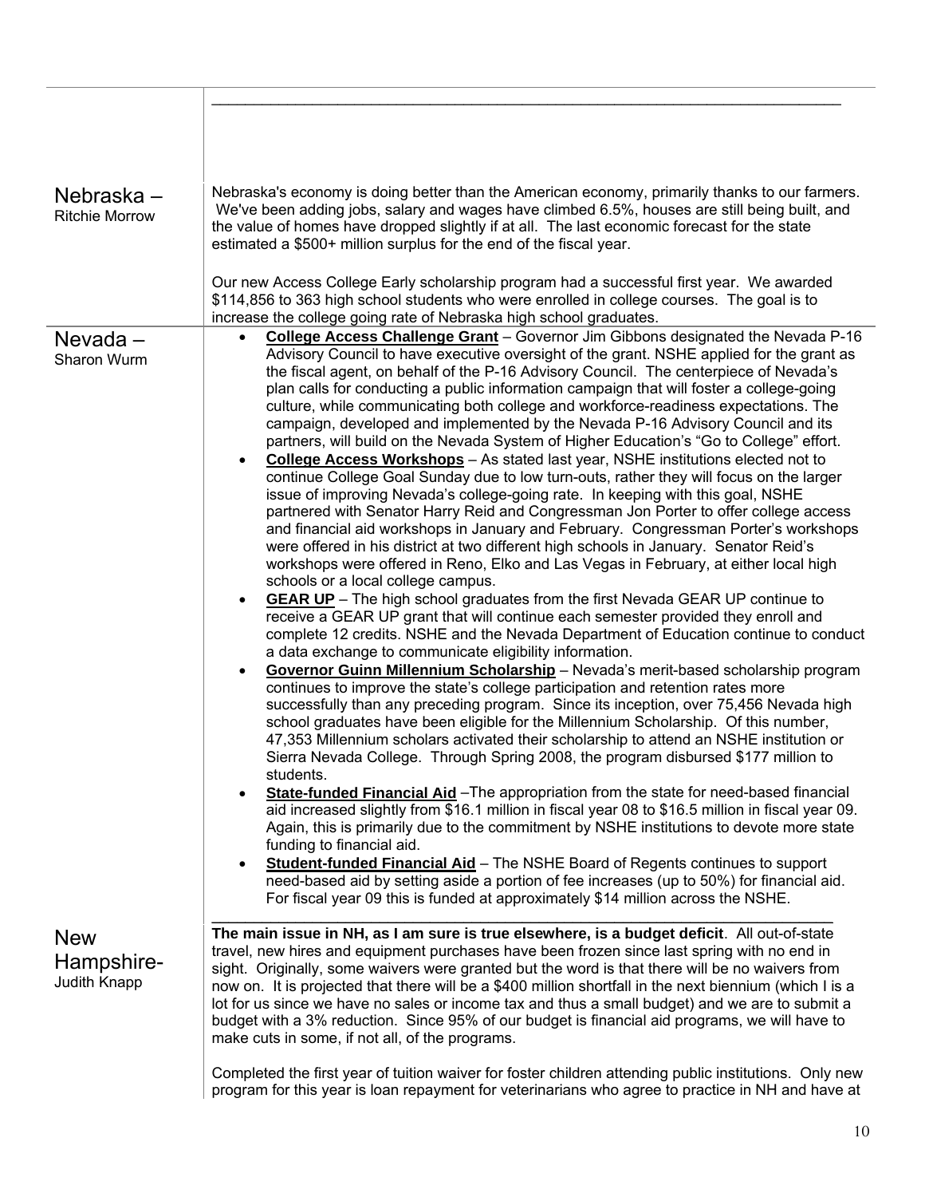## Nebraska – Ritchie Morrow

Nebraska's economy is doing better than the American economy, primarily thanks to our farmers. We've been adding jobs, salary and wages have climbed 6.5%, houses are still being built, and the value of homes have dropped slightly if at all. The last economic forecast for the state estimated a $500+ million surplus for the end of the fiscal year.

Our new Access College Early scholarship program had a successful first year. We awarded $114,856 to 363 high school students who were enrolled in college courses. The goal is to increase the college going rate of Nebraska high school graduates.

## Nevada – Sharon Wurm

- **College Access Challenge Grant** – Governor Jim Gibbons designated the Nevada P-16 Advisory Council to have executive oversight of the grant. NSHE applied for the grant as the fiscal agent, on behalf of the P-16 Advisory Council. The centerpiece of Nevada's plan calls for conducting a public information campaign that will foster a college-going culture, while communicating both college and workforce-readiness expectations. The campaign, developed and implemented by the Nevada P-16 Advisory Council and its partners, will build on the Nevada System of Higher Education's "Go to College" effort.
- **College Access Workshops** – As stated last year, NSHE institutions elected not to continue College Goal Sunday due to low turn-outs, rather they will focus on the larger issue of improving Nevada's college-going rate. In keeping with this goal, NSHE partnered with Senator Harry Reid and Congressman Jon Porter to offer college access and financial aid workshops in January and February. Congressman Porter's workshops were offered in his district at two different high schools in January. Senator Reid's workshops were offered in Reno, Elko and Las Vegas in February, at either local high schools or a local college campus.
- **GEAR UP** – The high school graduates from the first Nevada GEAR UP continue to receive a GEAR UP grant that will continue each semester provided they enroll and complete 12 credits. NSHE and the Nevada Department of Education continue to conduct a data exchange to communicate eligibility information.
- **Governor Guinn Millennium Scholarship** – Nevada's merit-based scholarship program continues to improve the state's college participation and retention rates more successfully than any preceding program. Since its inception, over 75,456 Nevada high school graduates have been eligible for the Millennium Scholarship. Of this number, 47,353 Millennium scholars activated their scholarship to attend an NSHE institution or Sierra Nevada College. Through Spring 2008, the program disbursed $177 million to students.
- **State-funded Financial Aid** –The appropriation from the state for need-based financial aid increased slightly from $16.1 million in fiscal year 08 to $16.5 million in fiscal year 09. Again, this is primarily due to the commitment by NSHE institutions to devote more state funding to financial aid.
- **Student-funded Financial Aid** – The NSHE Board of Regents continues to support need-based aid by setting aside a portion of fee increases (up to 50%) for financial aid. For fiscal year 09 this is funded at approximately $14 million across the NSHE.

## New Hampshire- Judith Knapp

**The main issue in NH, as I am sure is true elsewhere, is a budget deficit**. All out-of-state travel, new hires and equipment purchases have been frozen since last spring with no end in sight. Originally, some waivers were granted but the word is that there will be no waivers from now on. It is projected that there will be a $400 million shortfall in the next biennium (which I is a lot for us since we have no sales or income tax and thus a small budget) and we are to submit a budget with a 3% reduction. Since 95% of our budget is financial aid programs, we will have to make cuts in some, if not all, of the programs.

Completed the first year of tuition waiver for foster children attending public institutions. Only new program for this year is loan repayment for veterinarians who agree to practice in NH and have at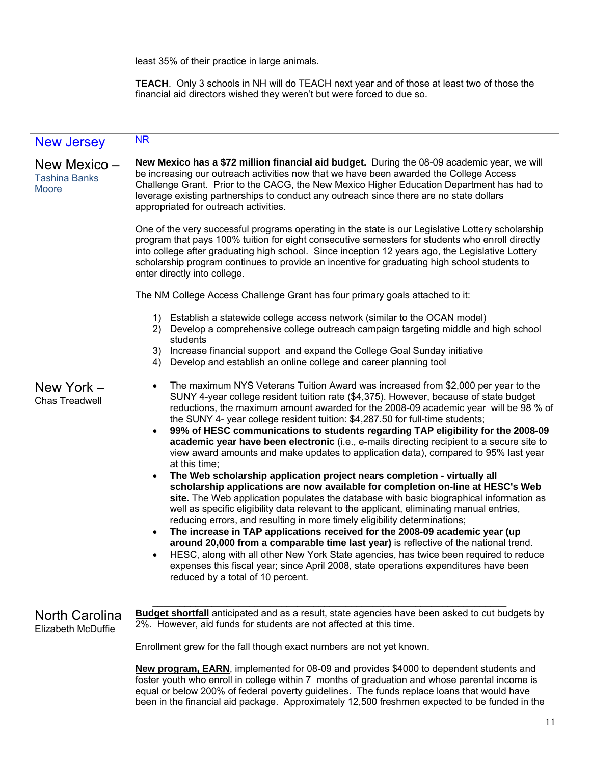| | |
|---|---|
| | least 35% of their practice in large animals.<br><br>**TEACH**. Only 3 schools in NH will do TEACH next year and of those at least two of those the financial aid directors wished they weren't but were forced to due so. |
| New Jersey | NR |
| New Mexico – Tashina Banks Moore | **New Mexico has a $72 million financial aid budget.** During the 08-09 academic year, we will be increasing our outreach activities now that we have been awarded the College Access Challenge Grant. Prior to the CACG, the New Mexico Higher Education Department has had to leverage existing partnerships to conduct any outreach since there are no state dollars appropriated for outreach activities.<br><br>One of the very successful programs operating in the state is our Legislative Lottery scholarship program that pays 100% tuition for eight consecutive semesters for students who enroll directly into college after graduating high school. Since inception 12 years ago, the Legislative Lottery scholarship program continues to provide an incentive for graduating high school students to enter directly into college.<br><br>The NM College Access Challenge Grant has four primary goals attached to it:<br><br>1) Establish a statewide college access network (similar to the OCAN model)<br>2) Develop a comprehensive college outreach campaign targeting middle and high school students<br>3) Increase financial support and expand the College Goal Sunday initiative<br>4) Develop and establish an online college and career planning tool |
| New York – Chas Treadwell | • The maximum NYS Veterans Tuition Award was increased from $2,000 per year to the SUNY 4-year college resident tuition rate ($4,375). However, because of state budget reductions, the maximum amount awarded for the 2008-09 academic year will be 98 % of the SUNY 4- year college resident tuition: $4,287.50 for full-time students;<br>• **99% of HESC communications to students regarding TAP eligibility for the 2008-09 academic year have been electronic** (i.e., e-mails directing recipient to a secure site to view award amounts and make updates to application data), compared to 95% last year at this time;<br>• **The Web scholarship application project nears completion - virtually all scholarship applications are now available for completion on-line at HESC's Web site.** The Web application populates the database with basic biographical information as well as specific eligibility data relevant to the applicant, eliminating manual entries, reducing errors, and resulting in more timely eligibility determinations;<br>• **The increase in TAP applications received for the 2008-09 academic year (up around 20,000 from a comparable time last year)** is reflective of the national trend.<br>• HESC, along with all other New York State agencies, has twice been required to reduce expenses this fiscal year; since April 2008, state operations expenditures have been reduced by a total of 10 percent. |
| North Carolina Elizabeth McDuffie | **Budget shortfall** anticipated and as a result, state agencies have been asked to cut budgets by 2%. However, aid funds for students are not affected at this time.<br><br>Enrollment grew for the fall though exact numbers are not yet known.<br><br>**New program, EARN**, implemented for 08-09 and provides $4000 to dependent students and foster youth who enroll in college within 7 months of graduation and whose parental income is equal or below 200% of federal poverty guidelines. The funds replace loans that would have been in the financial aid package. Approximately 12,500 freshmen expected to be funded in the |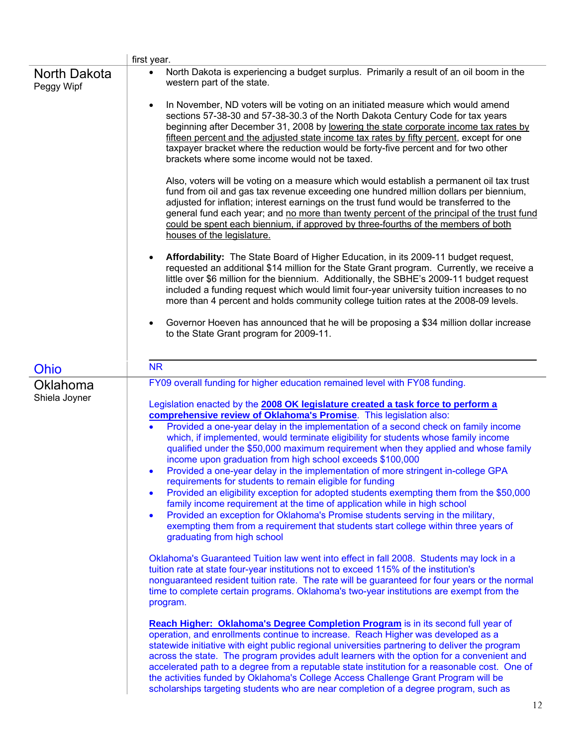| | |
|---|---|
| | first year. |
| **North Dakota**<br>Peggy Wipf | • North Dakota is experiencing a budget surplus. Primarily a result of an oil boom in the western part of the state.<br><br>• In November, ND voters will be voting on an initiated measure which would amend sections 57-38-30 and 57-38-30.3 of the North Dakota Century Code for tax years beginning after December 31, 2008 by lowering the state corporate income tax rates by fifteen percent and the adjusted state income tax rates by fifty percent, except for one taxpayer bracket where the reduction would be forty-five percent and for two other brackets where some income would not be taxed.<br><br>Also, voters will be voting on a measure which would establish a permanent oil tax trust fund from oil and gas tax revenue exceeding one hundred million dollars per biennium, adjusted for inflation; interest earnings on the trust fund would be transferred to the general fund each year; and no more than twenty percent of the principal of the trust fund could be spent each biennium, if approved by three-fourths of the members of both houses of the legislature.<br><br>• **Affordability:** The State Board of Higher Education, in its 2009-11 budget request, requested an additional $14 million for the State Grant program. Currently, we receive a little over $6 million for the biennium. Additionally, the SBHE's 2009-11 budget request included a funding request which would limit four-year university tuition increases to no more than 4 percent and holds community college tuition rates at the 2008-09 levels.<br><br>• Governor Hoeven has announced that he will be proposing a $34 million dollar increase to the State Grant program for 2009-11. |
| **Ohio** | NR |
| **Oklahoma**<br>Shiela Joyner | FY09 overall funding for higher education remained level with FY08 funding.<br><br>Legislation enacted by the **2008 OK legislature created a task force to perform a comprehensive review of Oklahoma's Promise**. This legislation also:<br>• Provided a one-year delay in the implementation of a second check on family income which, if implemented, would terminate eligibility for students whose family income qualified under the $50,000 maximum requirement when they applied and whose family income upon graduation from high school exceeds $100,000<br>• Provided a one-year delay in the implementation of more stringent in-college GPA requirements for students to remain eligible for funding<br>• Provided an eligibility exception for adopted students exempting them from the $50,000 family income requirement at the time of application while in high school<br>• Provided an exception for Oklahoma's Promise students serving in the military, exempting them from a requirement that students start college within three years of graduating from high school<br><br>Oklahoma's Guaranteed Tuition law went into effect in fall 2008. Students may lock in a tuition rate at state four-year institutions not to exceed 115% of the institution's nonguaranteed resident tuition rate. The rate will be guaranteed for four years or the normal time to complete certain programs. Oklahoma's two-year institutions are exempt from the program.<br><br>**Reach Higher: Oklahoma's Degree Completion Program** is in its second full year of operation, and enrollments continue to increase. Reach Higher was developed as a statewide initiative with eight public regional universities partnering to deliver the program across the state. The program provides adult learners with the option for a convenient and accelerated path to a degree from a reputable state institution for a reasonable cost. One of the activities funded by Oklahoma's College Access Challenge Grant Program will be scholarships targeting students who are near completion of a degree program, such as |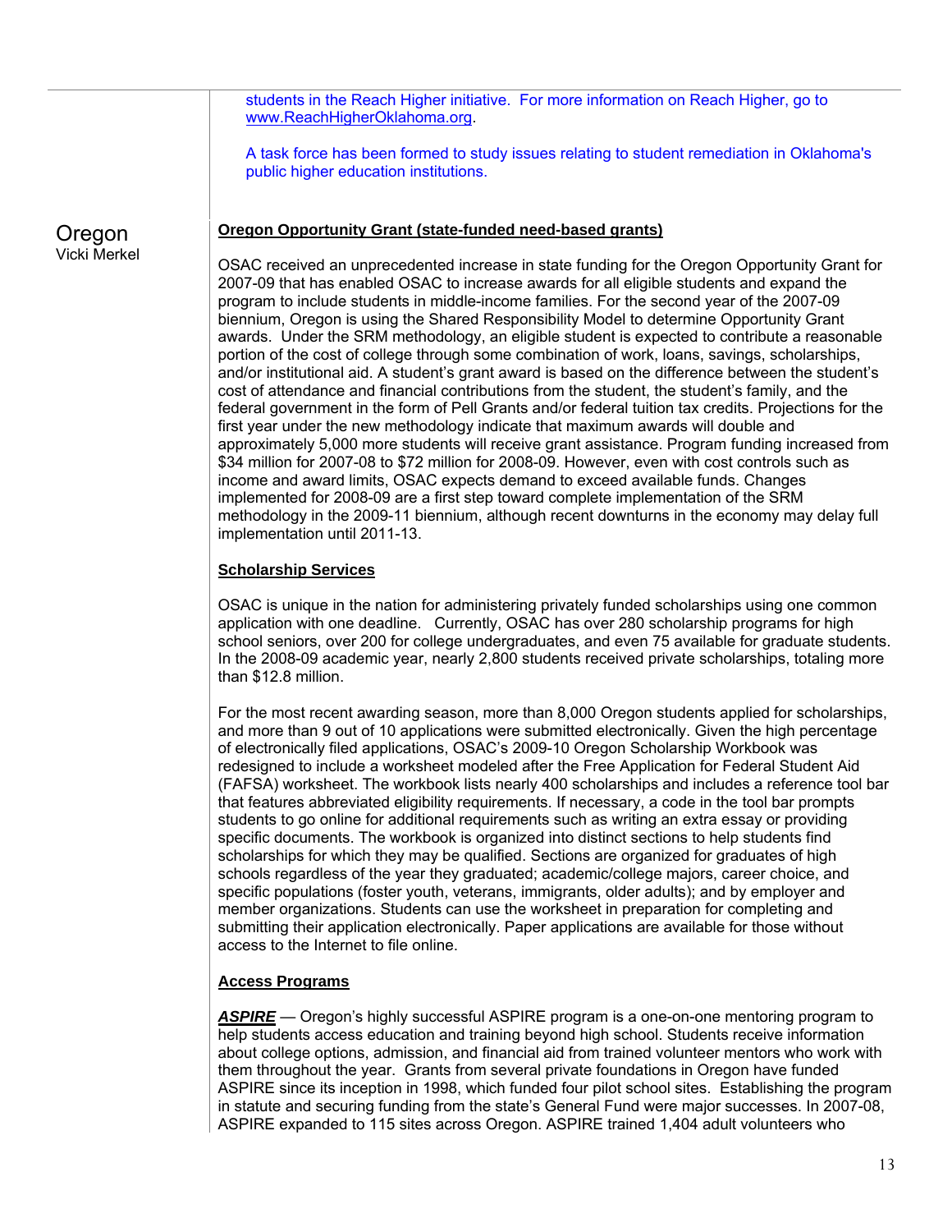students in the Reach Higher initiative. For more information on Reach Higher, go to www.ReachHigherOklahoma.org.

A task force has been formed to study issues relating to student remediation in Oklahoma's public higher education institutions.

## Oregon
Vicki Merkel

**Oregon Opportunity Grant (state-funded need-based grants)**

OSAC received an unprecedented increase in state funding for the Oregon Opportunity Grant for 2007-09 that has enabled OSAC to increase awards for all eligible students and expand the program to include students in middle-income families. For the second year of the 2007-09 biennium, Oregon is using the Shared Responsibility Model to determine Opportunity Grant awards. Under the SRM methodology, an eligible student is expected to contribute a reasonable portion of the cost of college through some combination of work, loans, savings, scholarships, and/or institutional aid. A student's grant award is based on the difference between the student's cost of attendance and financial contributions from the student, the student's family, and the federal government in the form of Pell Grants and/or federal tuition tax credits. Projections for the first year under the new methodology indicate that maximum awards will double and approximately 5,000 more students will receive grant assistance. Program funding increased from $34 million for 2007-08 to $72 million for 2008-09. However, even with cost controls such as income and award limits, OSAC expects demand to exceed available funds. Changes implemented for 2008-09 are a first step toward complete implementation of the SRM methodology in the 2009-11 biennium, although recent downturns in the economy may delay full implementation until 2011-13.

**Scholarship Services**

OSAC is unique in the nation for administering privately funded scholarships using one common application with one deadline. Currently, OSAC has over 280 scholarship programs for high school seniors, over 200 for college undergraduates, and even 75 available for graduate students. In the 2008-09 academic year, nearly 2,800 students received private scholarships, totaling more than $12.8 million.

For the most recent awarding season, more than 8,000 Oregon students applied for scholarships, and more than 9 out of 10 applications were submitted electronically. Given the high percentage of electronically filed applications, OSAC's 2009-10 Oregon Scholarship Workbook was redesigned to include a worksheet modeled after the Free Application for Federal Student Aid (FAFSA) worksheet. The workbook lists nearly 400 scholarships and includes a reference tool bar that features abbreviated eligibility requirements. If necessary, a code in the tool bar prompts students to go online for additional requirements such as writing an extra essay or providing specific documents. The workbook is organized into distinct sections to help students find scholarships for which they may be qualified. Sections are organized for graduates of high schools regardless of the year they graduated; academic/college majors, career choice, and specific populations (foster youth, veterans, immigrants, older adults); and by employer and member organizations. Students can use the worksheet in preparation for completing and submitting their application electronically. Paper applications are available for those without access to the Internet to file online.

**Access Programs**

***ASPIRE*** — Oregon's highly successful ASPIRE program is a one-on-one mentoring program to help students access education and training beyond high school. Students receive information about college options, admission, and financial aid from trained volunteer mentors who work with them throughout the year. Grants from several private foundations in Oregon have funded ASPIRE since its inception in 1998, which funded four pilot school sites. Establishing the program in statute and securing funding from the state's General Fund were major successes. In 2007-08, ASPIRE expanded to 115 sites across Oregon. ASPIRE trained 1,404 adult volunteers who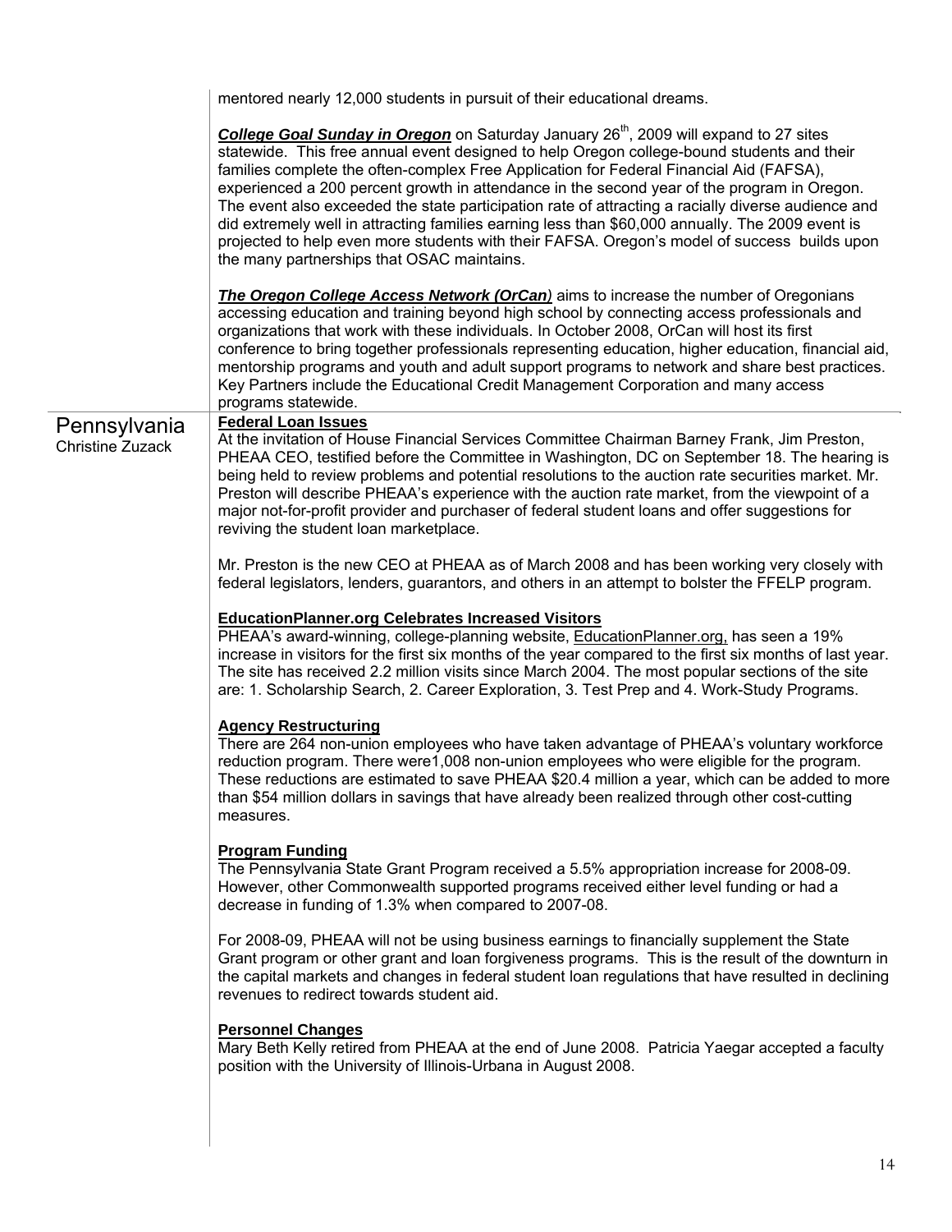mentored nearly 12,000 students in pursuit of their educational dreams.

***College Goal Sunday in Oregon*** on Saturday January 26th, 2009 will expand to 27 sites statewide. This free annual event designed to help Oregon college-bound students and their families complete the often-complex Free Application for Federal Financial Aid (FAFSA), experienced a 200 percent growth in attendance in the second year of the program in Oregon. The event also exceeded the state participation rate of attracting a racially diverse audience and did extremely well in attracting families earning less than $60,000 annually. The 2009 event is projected to help even more students with their FAFSA. Oregon's model of success builds upon the many partnerships that OSAC maintains.

***The Oregon College Access Network (OrCan)*** aims to increase the number of Oregonians accessing education and training beyond high school by connecting access professionals and organizations that work with these individuals. In October 2008, OrCan will host its first conference to bring together professionals representing education, higher education, financial aid, mentorship programs and youth and adult support programs to network and share best practices. Key Partners include the Educational Credit Management Corporation and many access programs statewide.

## Pennsylvania

Christine Zuzack

**Federal Loan Issues**

At the invitation of House Financial Services Committee Chairman Barney Frank, Jim Preston, PHEAA CEO, testified before the Committee in Washington, DC on September 18. The hearing is being held to review problems and potential resolutions to the auction rate securities market. Mr. Preston will describe PHEAA's experience with the auction rate market, from the viewpoint of a major not-for-profit provider and purchaser of federal student loans and offer suggestions for reviving the student loan marketplace.

Mr. Preston is the new CEO at PHEAA as of March 2008 and has been working very closely with federal legislators, lenders, guarantors, and others in an attempt to bolster the FFELP program.

**EducationPlanner.org Celebrates Increased Visitors**

PHEAA's award-winning, college-planning website, EducationPlanner.org, has seen a 19% increase in visitors for the first six months of the year compared to the first six months of last year. The site has received 2.2 million visits since March 2004. The most popular sections of the site are: 1. Scholarship Search, 2. Career Exploration, 3. Test Prep and 4. Work-Study Programs.

**Agency Restructuring**

There are 264 non-union employees who have taken advantage of PHEAA's voluntary workforce reduction program. There were1,008 non-union employees who were eligible for the program. These reductions are estimated to save PHEAA $20.4 million a year, which can be added to more than $54 million dollars in savings that have already been realized through other cost-cutting measures.

**Program Funding**

The Pennsylvania State Grant Program received a 5.5% appropriation increase for 2008-09. However, other Commonwealth supported programs received either level funding or had a decrease in funding of 1.3% when compared to 2007-08.

For 2008-09, PHEAA will not be using business earnings to financially supplement the State Grant program or other grant and loan forgiveness programs. This is the result of the downturn in the capital markets and changes in federal student loan regulations that have resulted in declining revenues to redirect towards student aid.

**Personnel Changes**

Mary Beth Kelly retired from PHEAA at the end of June 2008. Patricia Yaegar accepted a faculty position with the University of Illinois-Urbana in August 2008.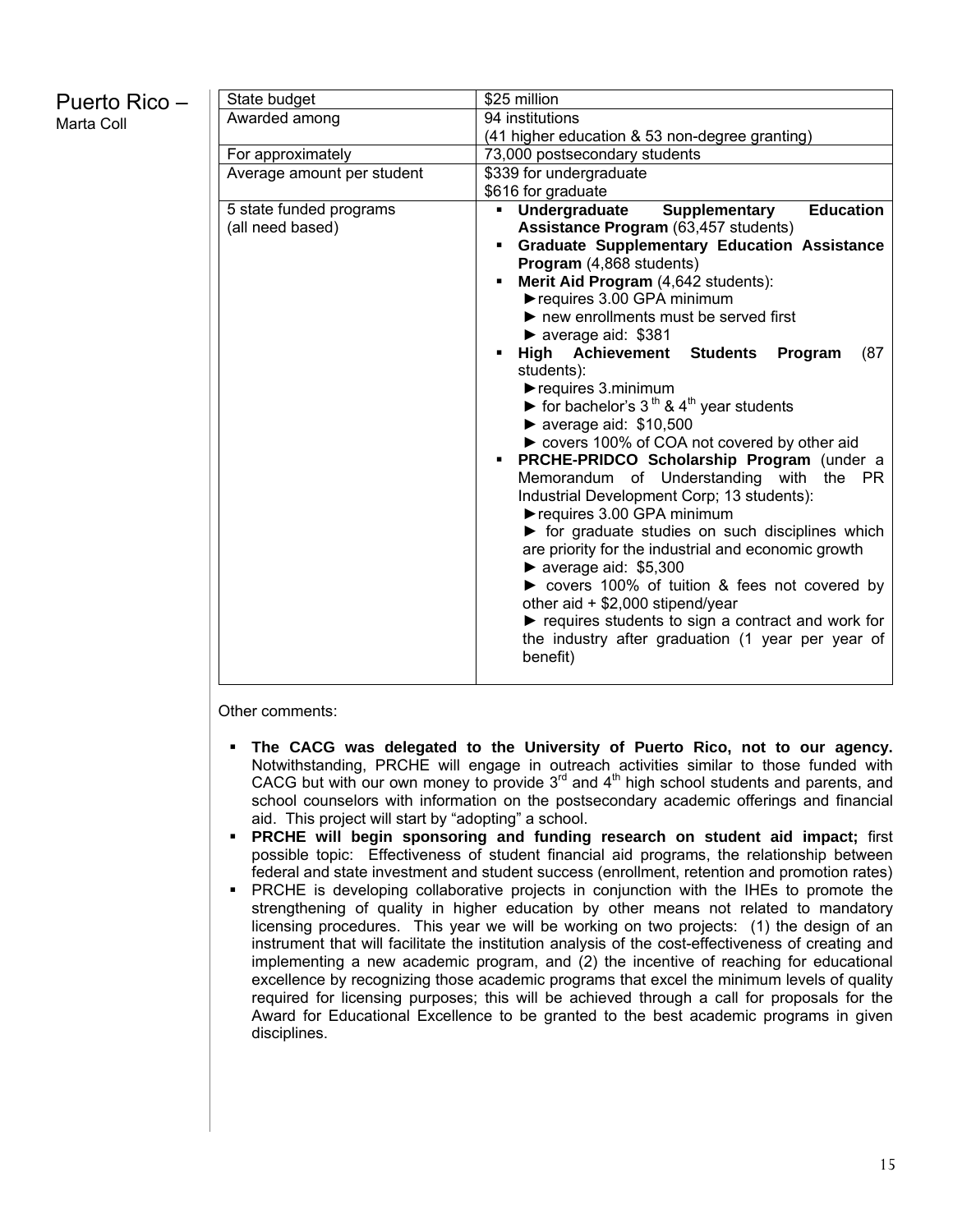## Puerto Rico –
Marta Coll

| State budget | \$25 million |
|---|---|
| Awarded among | 94 institutions<br>(41 higher education & 53 non-degree granting) |
| For approximately | 73,000 postsecondary students |
| Average amount per student | \$339 for undergraduate<br>\$616 for graduate |
| 5 state funded programs<br>(all need based) | ▪ **Undergraduate Supplementary Education Assistance Program** (63,457 students)<br>▪ **Graduate Supplementary Education Assistance Program** (4,868 students)<br>▪ **Merit Aid Program** (4,642 students):<br>► requires 3.00 GPA minimum<br>► new enrollments must be served first<br>► average aid: \$381<br>▪ **High Achievement Students Program** (87 students):<br>► requires 3.minimum<br>► for bachelor's 3rd & 4th year students<br>► average aid: \$10,500<br>► covers 100% of COA not covered by other aid<br>▪ **PRCHE-PRIDCO Scholarship Program** (under a Memorandum of Understanding with the PR Industrial Development Corp; 13 students):<br>► requires 3.00 GPA minimum<br>► for graduate studies on such disciplines which are priority for the industrial and economic growth<br>► average aid: \$5,300<br>► covers 100% of tuition & fees not covered by other aid + \$2,000 stipend/year<br>► requires students to sign a contract and work for the industry after graduation (1 year per year of benefit) |

Other comments:

- **The CACG was delegated to the University of Puerto Rico, not to our agency.** Notwithstanding, PRCHE will engage in outreach activities similar to those funded with CACG but with our own money to provide 3rd and 4th high school students and parents, and school counselors with information on the postsecondary academic offerings and financial aid. This project will start by "adopting" a school.
- **PRCHE will begin sponsoring and funding research on student aid impact;** first possible topic: Effectiveness of student financial aid programs, the relationship between federal and state investment and student success (enrollment, retention and promotion rates)
- PRCHE is developing collaborative projects in conjunction with the IHEs to promote the strengthening of quality in higher education by other means not related to mandatory licensing procedures. This year we will be working on two projects: (1) the design of an instrument that will facilitate the institution analysis of the cost-effectiveness of creating and implementing a new academic program, and (2) the incentive of reaching for educational excellence by recognizing those academic programs that excel the minimum levels of quality required for licensing purposes; this will be achieved through a call for proposals for the Award for Educational Excellence to be granted to the best academic programs in given disciplines.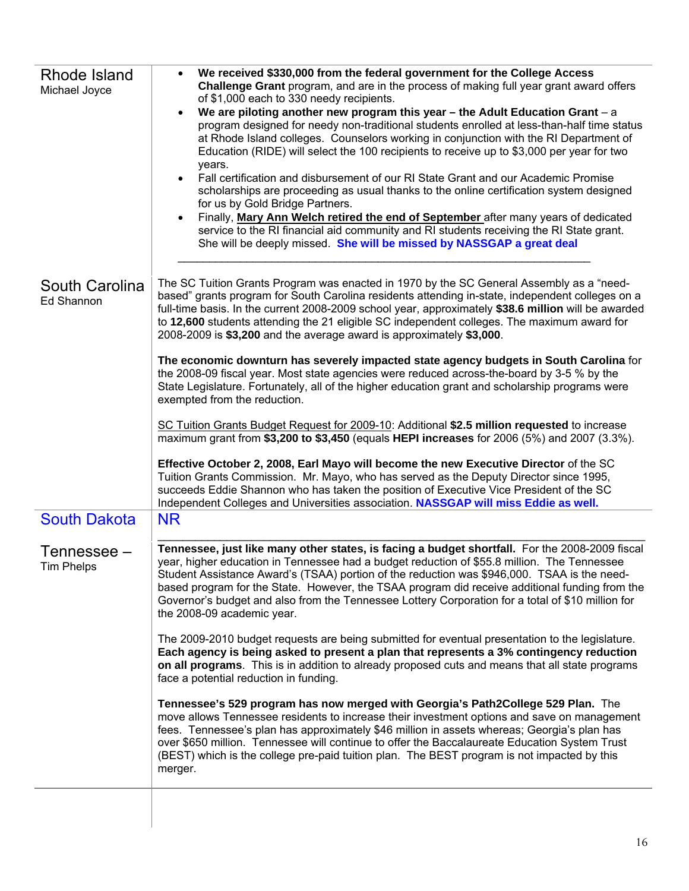| | |
|---|---|
| Rhode Island<br>Michael Joyce | • **We received $330,000 from the federal government for the College Access Challenge Grant** program, and are in the process of making full year grant award offers of $1,000 each to 330 needy recipients.<br>• **We are piloting another new program this year – the Adult Education Grant** – a program designed for needy non-traditional students enrolled at less-than-half time status at Rhode Island colleges. Counselors working in conjunction with the RI Department of Education (RIDE) will select the 100 recipients to receive up to $3,000 per year for two years.<br>• Fall certification and disbursement of our RI State Grant and our Academic Promise scholarships are proceeding as usual thanks to the online certification system designed for us by Gold Bridge Partners.<br>• Finally, **Mary Ann Welch retired the end of September** after many years of dedicated service to the RI financial aid community and RI students receiving the RI State grant. She will be deeply missed. **She will be missed by NASSGAP a great deal** |
| South Carolina<br>Ed Shannon | The SC Tuition Grants Program was enacted in 1970 by the SC General Assembly as a "need-based" grants program for South Carolina residents attending in-state, independent colleges on a full-time basis. In the current 2008-2009 school year, approximately **$38.6 million** will be awarded to **12,600** students attending the 21 eligible SC independent colleges. The maximum award for 2008-2009 is **$3,200** and the average award is approximately **$3,000**.<br><br>**The economic downturn has severely impacted state agency budgets in South Carolina** for the 2008-09 fiscal year. Most state agencies were reduced across-the-board by 3-5 % by the State Legislature. Fortunately, all of the higher education grant and scholarship programs were exempted from the reduction.<br><br>SC Tuition Grants Budget Request for 2009-10: Additional **$2.5 million requested** to increase maximum grant from **$3,200 to $3,450** (equals **HEPI increases** for 2006 (5%) and 2007 (3.3%).<br><br>**Effective October 2, 2008, Earl Mayo will become the new Executive Director** of the SC Tuition Grants Commission. Mr. Mayo, who has served as the Deputy Director since 1995, succeeds Eddie Shannon who has taken the position of Executive Vice President of the SC Independent Colleges and Universities association. **NASSGAP will miss Eddie as well.** |
| South Dakota | NR |
| Tennessee –<br>Tim Phelps | **Tennessee, just like many other states, is facing a budget shortfall.** For the 2008-2009 fiscal year, higher education in Tennessee had a budget reduction of $55.8 million. The Tennessee Student Assistance Award's (TSAA) portion of the reduction was $946,000. TSAA is the need-based program for the State. However, the TSAA program did receive additional funding from the Governor's budget and also from the Tennessee Lottery Corporation for a total of $10 million for the 2008-09 academic year.<br><br>The 2009-2010 budget requests are being submitted for eventual presentation to the legislature. **Each agency is being asked to present a plan that represents a 3% contingency reduction on all programs**. This is in addition to already proposed cuts and means that all state programs face a potential reduction in funding.<br><br>**Tennessee's 529 program has now merged with Georgia's Path2College 529 Plan.** The move allows Tennessee residents to increase their investment options and save on management fees. Tennessee's plan has approximately $46 million in assets whereas; Georgia's plan has over $650 million. Tennessee will continue to offer the Baccalaureate Education System Trust (BEST) which is the college pre-paid tuition plan. The BEST program is not impacted by this merger. |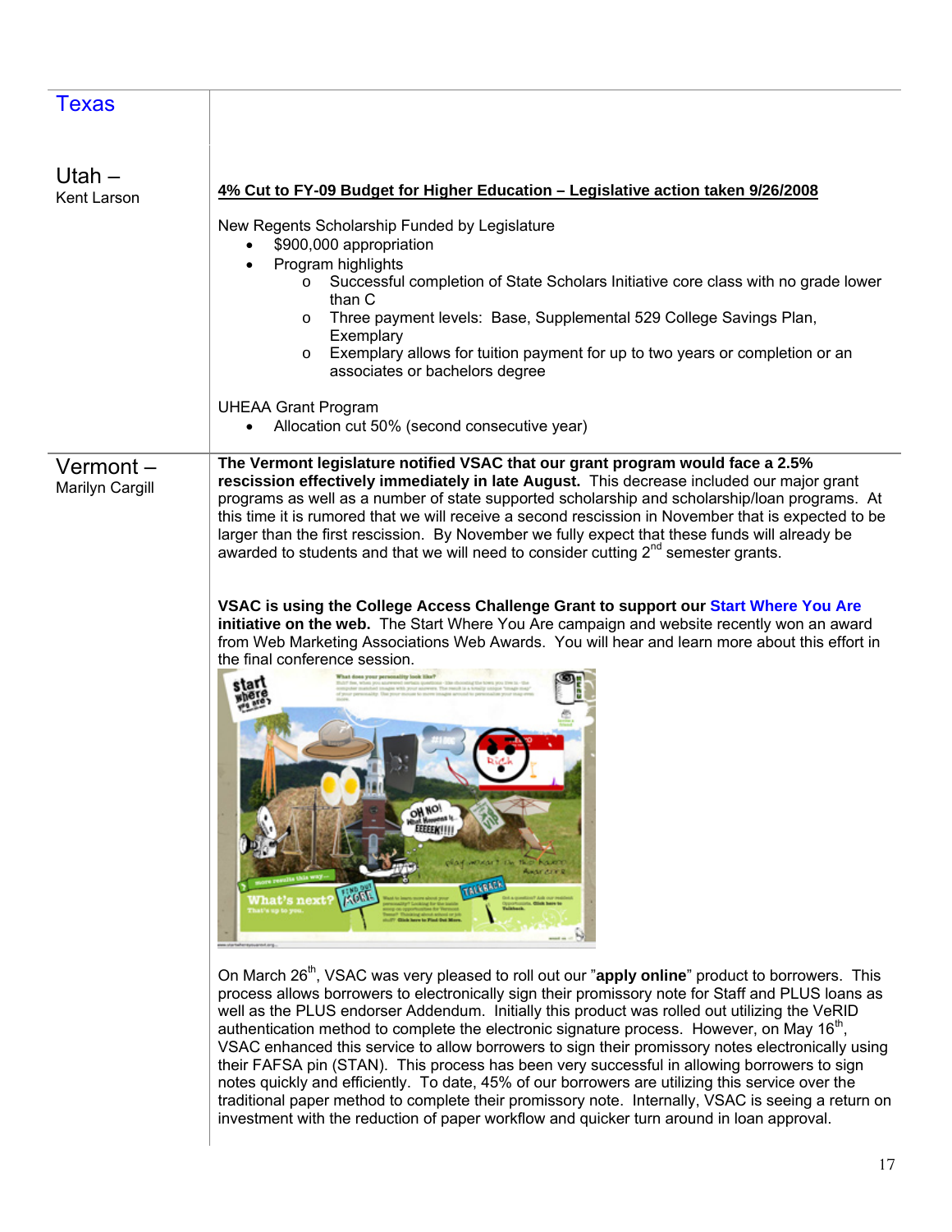| | |
|---|---|
| **Texas** | |
| **Utah –** Kent Larson | **4% Cut to FY-09 Budget for Higher Education – Legislative action taken 9/26/2008**<br><br>New Regents Scholarship Funded by Legislature<br>• $900,000 appropriation<br>• Program highlights<br>&nbsp;&nbsp;&nbsp;&nbsp;o Successful completion of State Scholars Initiative core class with no grade lower than C<br>&nbsp;&nbsp;&nbsp;&nbsp;o Three payment levels: Base, Supplemental 529 College Savings Plan, Exemplary<br>&nbsp;&nbsp;&nbsp;&nbsp;o Exemplary allows for tuition payment for up to two years or completion or an associates or bachelors degree<br><br>UHEAA Grant Program<br>• Allocation cut 50% (second consecutive year) |
| **Vermont –** Marilyn Cargill | **The Vermont legislature notified VSAC that our grant program would face a 2.5% rescission effectively immediately in late August.** This decrease included our major grant programs as well as a number of state supported scholarship and scholarship/loan programs. At this time it is rumored that we will receive a second rescission in November that is expected to be larger than the first rescission. By November we fully expect that these funds will already be awarded to students and that we will need to consider cutting 2nd semester grants.<br><br>**VSAC is using the College Access Challenge Grant to support our Start Where You Are initiative on the web.** The Start Where You Are campaign and website recently won an award from Web Marketing Associations Web Awards. You will hear and learn more about this effort in the final conference session.<br><br>On March 26th, VSAC was very pleased to roll out our "**apply online**" product to borrowers. This process allows borrowers to electronically sign their promissory note for Staff and PLUS loans as well as the PLUS endorser Addendum. Initially this product was rolled out utilizing the VeRID authentication method to complete the electronic signature process. However, on May 16th, VSAC enhanced this service to allow borrowers to sign their promissory notes electronically using their FAFSA pin (STAN). This process has been very successful in allowing borrowers to sign notes quickly and efficiently. To date, 45% of our borrowers are utilizing this service over the traditional paper method to complete their promissory note. Internally, VSAC is seeing a return on investment with the reduction of paper workflow and quicker turn around in loan approval. |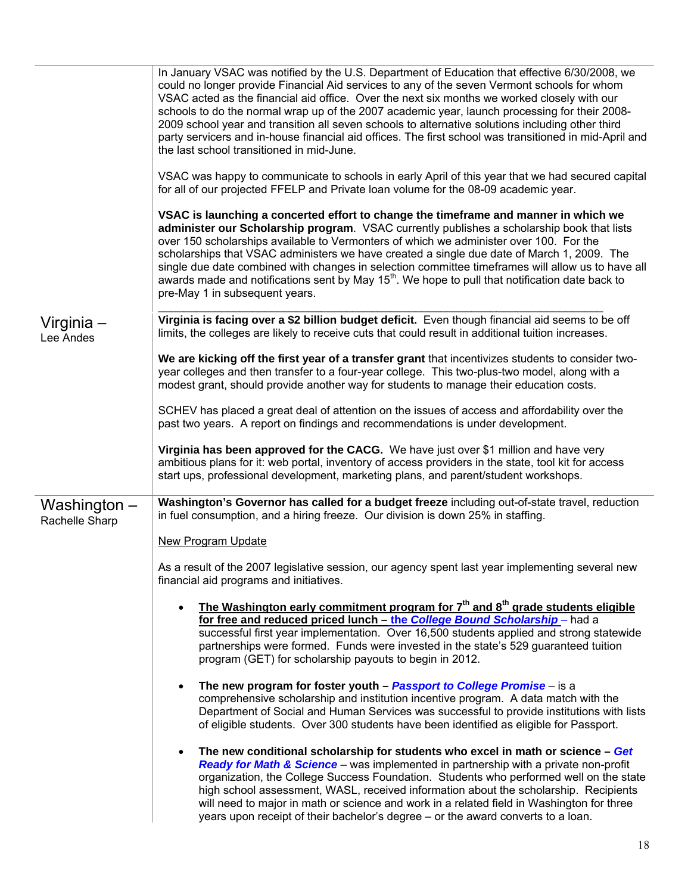| | |
|---|---|
| | In January VSAC was notified by the U.S. Department of Education that effective 6/30/2008, we could no longer provide Financial Aid services to any of the seven Vermont schools for whom VSAC acted as the financial aid office. Over the next six months we worked closely with our schools to do the normal wrap up of the 2007 academic year, launch processing for their 2008-2009 school year and transition all seven schools to alternative solutions including other third party servicers and in-house financial aid offices. The first school was transitioned in mid-April and the last school transitioned in mid-June.<br><br>VSAC was happy to communicate to schools in early April of this year that we had secured capital for all of our projected FFELP and Private loan volume for the 08-09 academic year.<br><br>**VSAC is launching a concerted effort to change the timeframe and manner in which we administer our Scholarship program**. VSAC currently publishes a scholarship book that lists over 150 scholarships available to Vermonters of which we administer over 100. For the scholarships that VSAC administers we have created a single due date of March 1, 2009. The single due date combined with changes in selection committee timeframes will allow us to have all awards made and notifications sent by May 15th. We hope to pull that notification date back to pre-May 1 in subsequent years. |
| Virginia – Lee Andes | **Virginia is facing over a $2 billion budget deficit.** Even though financial aid seems to be off limits, the colleges are likely to receive cuts that could result in additional tuition increases.<br><br>**We are kicking off the first year of a transfer grant** that incentivizes students to consider two-year colleges and then transfer to a four-year college. This two-plus-two model, along with a modest grant, should provide another way for students to manage their education costs.<br><br>SCHEV has placed a great deal of attention on the issues of access and affordability over the past two years. A report on findings and recommendations is under development.<br><br>**Virginia has been approved for the CACG.** We have just over $1 million and have very ambitious plans for it: web portal, inventory of access providers in the state, tool kit for access start ups, professional development, marketing plans, and parent/student workshops. |
| Washington – Rachelle Sharp | **Washington's Governor has called for a budget freeze** including out-of-state travel, reduction in fuel consumption, and a hiring freeze. Our division is down 25% in staffing.<br><br><u>New Program Update</u><br><br>As a result of the 2007 legislative session, our agency spent last year implementing several new financial aid programs and initiatives.<br><br>• **<u>The Washington early commitment program for 7th and 8th grade students eligible for free and reduced priced lunch – *the College Bound Scholarship* –</u>** had a successful first year implementation. Over 16,500 students applied and strong statewide partnerships were formed. Funds were invested in the state's 529 guaranteed tuition program (GET) for scholarship payouts to begin in 2012.<br><br>• **The new program for foster youth – *Passport to College Promise*** – is a comprehensive scholarship and institution incentive program. A data match with the Department of Social and Human Services was successful to provide institutions with lists of eligible students. Over 300 students have been identified as eligible for Passport.<br><br>• **The new conditional scholarship for students who excel in math or science – *Get Ready for Math & Science*** – was implemented in partnership with a private non-profit organization, the College Success Foundation. Students who performed well on the state high school assessment, WASL, received information about the scholarship. Recipients will need to major in math or science and work in a related field in Washington for three years upon receipt of their bachelor's degree – or the award converts to a loan. |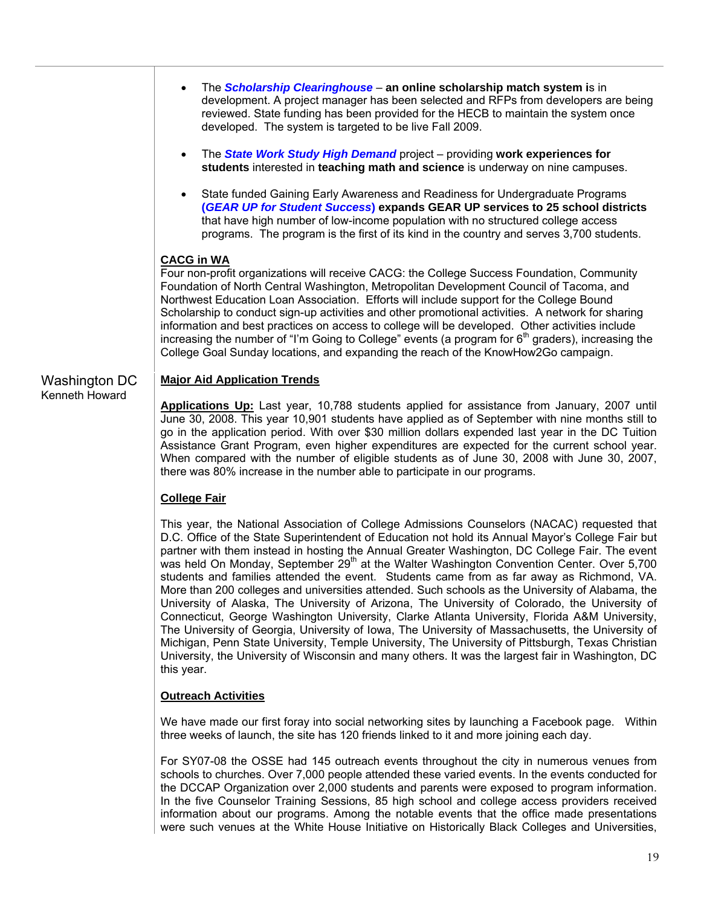- The ***Scholarship Clearinghouse*** – **an online scholarship match system i**s in development. A project manager has been selected and RFPs from developers are being reviewed. State funding has been provided for the HECB to maintain the system once developed. The system is targeted to be live Fall 2009.

- The ***State Work Study High Demand*** project – providing **work experiences for students** interested in **teaching math and science** is underway on nine campuses.

- State funded Gaining Early Awareness and Readiness for Undergraduate Programs **(*GEAR UP for Student Success*) expands GEAR UP services to 25 school districts** that have high number of low-income population with no structured college access programs. The program is the first of its kind in the country and serves 3,700 students.

**CACG in WA**

Four non-profit organizations will receive CACG: the College Success Foundation, Community Foundation of North Central Washington, Metropolitan Development Council of Tacoma, and Northwest Education Loan Association. Efforts will include support for the College Bound Scholarship to conduct sign-up activities and other promotional activities. A network for sharing information and best practices on access to college will be developed. Other activities include increasing the number of "I'm Going to College" events (a program for 6th graders), increasing the College Goal Sunday locations, and expanding the reach of the KnowHow2Go campaign.

## Washington DC
Kenneth Howard

**Major Aid Application Trends**

**Applications Up:** Last year, 10,788 students applied for assistance from January, 2007 until June 30, 2008. This year 10,901 students have applied as of September with nine months still to go in the application period. With over $30 million dollars expended last year in the DC Tuition Assistance Grant Program, even higher expenditures are expected for the current school year. When compared with the number of eligible students as of June 30, 2008 with June 30, 2007, there was 80% increase in the number able to participate in our programs.

**College Fair**

This year, the National Association of College Admissions Counselors (NACAC) requested that D.C. Office of the State Superintendent of Education not hold its Annual Mayor's College Fair but partner with them instead in hosting the Annual Greater Washington, DC College Fair. The event was held On Monday, September 29th at the Walter Washington Convention Center. Over 5,700 students and families attended the event. Students came from as far away as Richmond, VA. More than 200 colleges and universities attended. Such schools as the University of Alabama, the University of Alaska, The University of Arizona, The University of Colorado, the University of Connecticut, George Washington University, Clarke Atlanta University, Florida A&M University, The University of Georgia, University of Iowa, The University of Massachusetts, the University of Michigan, Penn State University, Temple University, The University of Pittsburgh, Texas Christian University, the University of Wisconsin and many others. It was the largest fair in Washington, DC this year.

**Outreach Activities**

We have made our first foray into social networking sites by launching a Facebook page. Within three weeks of launch, the site has 120 friends linked to it and more joining each day.

For SY07-08 the OSSE had 145 outreach events throughout the city in numerous venues from schools to churches. Over 7,000 people attended these varied events. In the events conducted for the DCCAP Organization over 2,000 students and parents were exposed to program information. In the five Counselor Training Sessions, 85 high school and college access providers received information about our programs. Among the notable events that the office made presentations were such venues at the White House Initiative on Historically Black Colleges and Universities,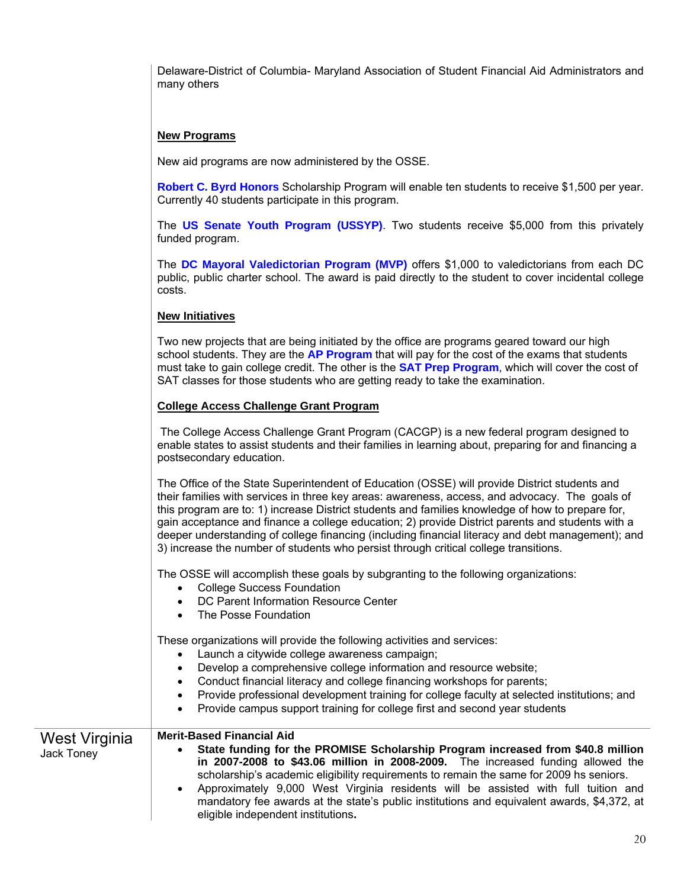Delaware-District of Columbia- Maryland Association of Student Financial Aid Administrators and many others

**New Programs**

New aid programs are now administered by the OSSE.

**Robert C. Byrd Honors** Scholarship Program will enable ten students to receive $1,500 per year. Currently 40 students participate in this program.

The **US Senate Youth Program (USSYP)**. Two students receive $5,000 from this privately funded program.

The **DC Mayoral Valedictorian Program (MVP)** offers $1,000 to valedictorians from each DC public, public charter school. The award is paid directly to the student to cover incidental college costs.

**New Initiatives**

Two new projects that are being initiated by the office are programs geared toward our high school students. They are the **AP Program** that will pay for the cost of the exams that students must take to gain college credit. The other is the **SAT Prep Program**, which will cover the cost of SAT classes for those students who are getting ready to take the examination.

**College Access Challenge Grant Program**

The College Access Challenge Grant Program (CACGP) is a new federal program designed to enable states to assist students and their families in learning about, preparing for and financing a postsecondary education.

The Office of the State Superintendent of Education (OSSE) will provide District students and their families with services in three key areas: awareness, access, and advocacy. The goals of this program are to: 1) increase District students and families knowledge of how to prepare for, gain acceptance and finance a college education; 2) provide District parents and students with a deeper understanding of college financing (including financial literacy and debt management); and 3) increase the number of students who persist through critical college transitions.

The OSSE will accomplish these goals by subgranting to the following organizations:

- College Success Foundation
- DC Parent Information Resource Center
- The Posse Foundation

These organizations will provide the following activities and services:

- Launch a citywide college awareness campaign;
- Develop a comprehensive college information and resource website;
- Conduct financial literacy and college financing workshops for parents;
- Provide professional development training for college faculty at selected institutions; and
- Provide campus support training for college first and second year students

## West Virginia

Jack Toney

**Merit-Based Financial Aid**

- **State funding for the PROMISE Scholarship Program increased from $40.8 million in 2007-2008 to $43.06 million in 2008-2009.** The increased funding allowed the scholarship's academic eligibility requirements to remain the same for 2009 hs seniors.
- Approximately 9,000 West Virginia residents will be assisted with full tuition and mandatory fee awards at the state's public institutions and equivalent awards, $4,372, at eligible independent institutions**.**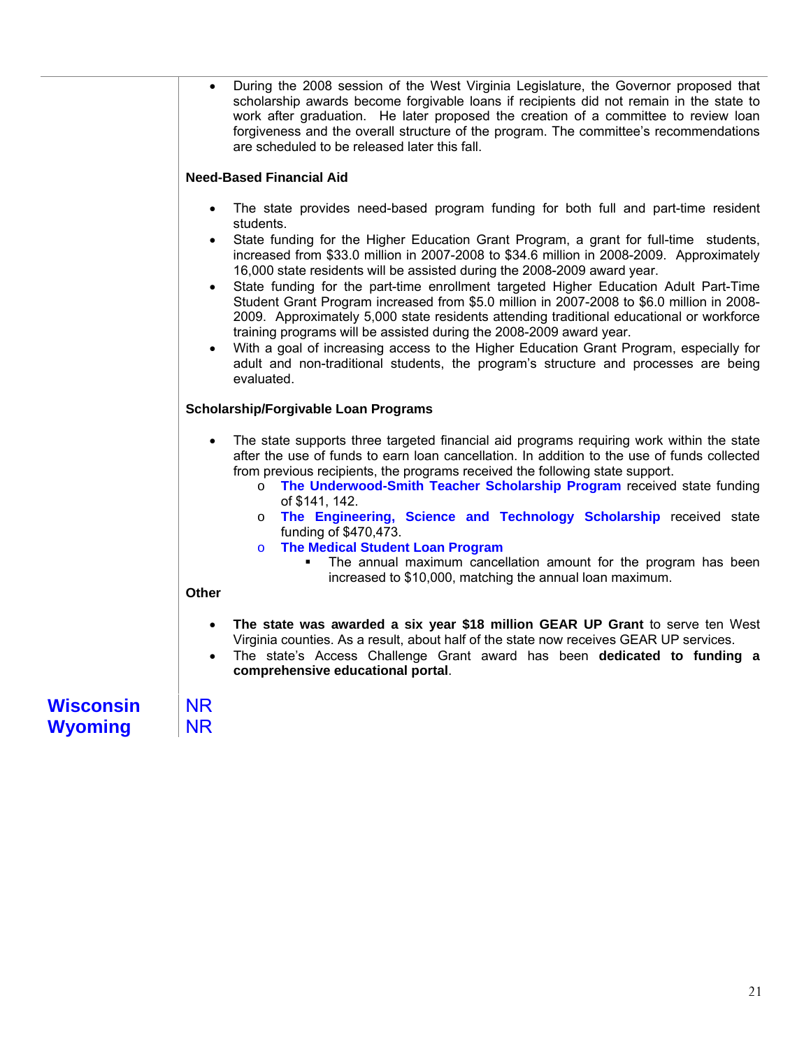- During the 2008 session of the West Virginia Legislature, the Governor proposed that scholarship awards become forgivable loans if recipients did not remain in the state to work after graduation. He later proposed the creation of a committee to review loan forgiveness and the overall structure of the program. The committee's recommendations are scheduled to be released later this fall.

**Need-Based Financial Aid**

- The state provides need-based program funding for both full and part-time resident students.
- State funding for the Higher Education Grant Program, a grant for full-time students, increased from $33.0 million in 2007-2008 to $34.6 million in 2008-2009. Approximately 16,000 state residents will be assisted during the 2008-2009 award year.
- State funding for the part-time enrollment targeted Higher Education Adult Part-Time Student Grant Program increased from $5.0 million in 2007-2008 to $6.0 million in 2008-2009. Approximately 5,000 state residents attending traditional educational or workforce training programs will be assisted during the 2008-2009 award year.
- With a goal of increasing access to the Higher Education Grant Program, especially for adult and non-traditional students, the program's structure and processes are being evaluated.

**Scholarship/Forgivable Loan Programs**

- The state supports three targeted financial aid programs requiring work within the state after the use of funds to earn loan cancellation. In addition to the use of funds collected from previous recipients, the programs received the following state support.
  - **The Underwood-Smith Teacher Scholarship Program** received state funding of $141, 142.
  - **The Engineering, Science and Technology Scholarship** received state funding of $470,473.
  - **The Medical Student Loan Program**
    - The annual maximum cancellation amount for the program has been increased to $10,000, matching the annual loan maximum.

**Other**

- **The state was awarded a six year $18 million GEAR UP Grant** to serve ten West Virginia counties. As a result, about half of the state now receives GEAR UP services.
- The state's Access Challenge Grant award has been **dedicated to funding a comprehensive educational portal**.

**Wisconsin** NR

**Wyoming** NR